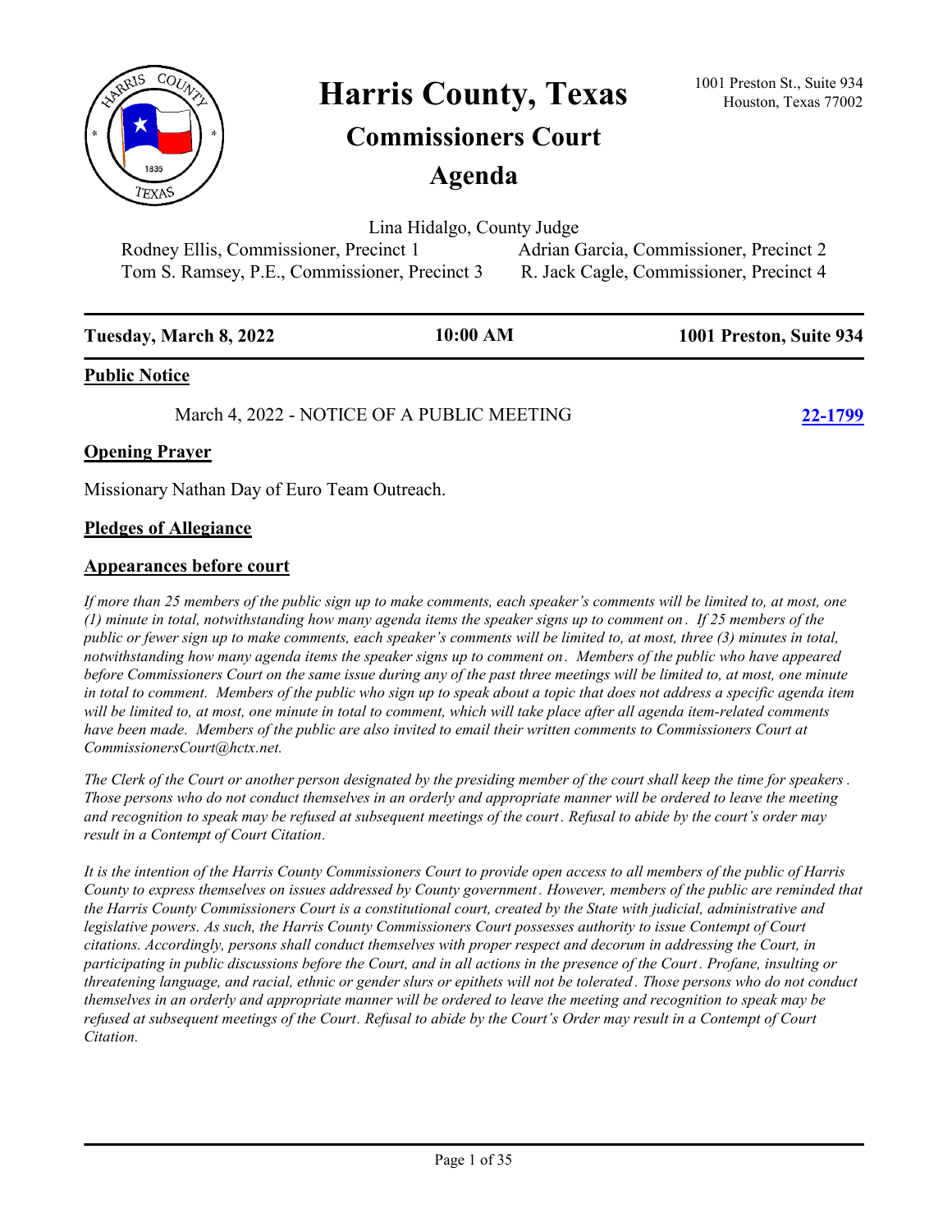# Harris County, Texas

## Commissioners Court

## Agenda

1001 Preston St., Suite 934
Houston, Texas 77002

Lina Hidalgo, County Judge

Rodney Ellis, Commissioner, Precinct 1 | Adrian Garcia, Commissioner, Precinct 2
Tom S. Ramsey, P.E., Commissioner, Precinct 3 | R. Jack Cagle, Commissioner, Precinct 4

**Tuesday, March 8, 2022** | **10:00 AM** | **1001 Preston, Suite 934**

## Public Notice

March 4, 2022 - NOTICE OF A PUBLIC MEETING **22-1799**

## Opening Prayer

Missionary Nathan Day of Euro Team Outreach.

## Pledges of Allegiance

## Appearances before court

*If more than 25 members of the public sign up to make comments, each speaker's comments will be limited to, at most, one (1) minute in total, notwithstanding how many agenda items the speaker signs up to comment on. If 25 members of the public or fewer sign up to make comments, each speaker's comments will be limited to, at most, three (3) minutes in total, notwithstanding how many agenda items the speaker signs up to comment on. Members of the public who have appeared before Commissioners Court on the same issue during any of the past three meetings will be limited to, at most, one minute in total to comment. Members of the public who sign up to speak about a topic that does not address a specific agenda item will be limited to, at most, one minute in total to comment, which will take place after all agenda item-related comments have been made. Members of the public are also invited to email their written comments to Commissioners Court at CommissionersCourt@hctx.net.*

*The Clerk of the Court or another person designated by the presiding member of the court shall keep the time for speakers. Those persons who do not conduct themselves in an orderly and appropriate manner will be ordered to leave the meeting and recognition to speak may be refused at subsequent meetings of the court. Refusal to abide by the court's order may result in a Contempt of Court Citation.*

*It is the intention of the Harris County Commissioners Court to provide open access to all members of the public of Harris County to express themselves on issues addressed by County government. However, members of the public are reminded that the Harris County Commissioners Court is a constitutional court, created by the State with judicial, administrative and legislative powers. As such, the Harris County Commissioners Court possesses authority to issue Contempt of Court citations. Accordingly, persons shall conduct themselves with proper respect and decorum in addressing the Court, in participating in public discussions before the Court, and in all actions in the presence of the Court. Profane, insulting or threatening language, and racial, ethnic or gender slurs or epithets will not be tolerated. Those persons who do not conduct themselves in an orderly and appropriate manner will be ordered to leave the meeting and recognition to speak may be refused at subsequent meetings of the Court. Refusal to abide by the Court's Order may result in a Contempt of Court Citation.*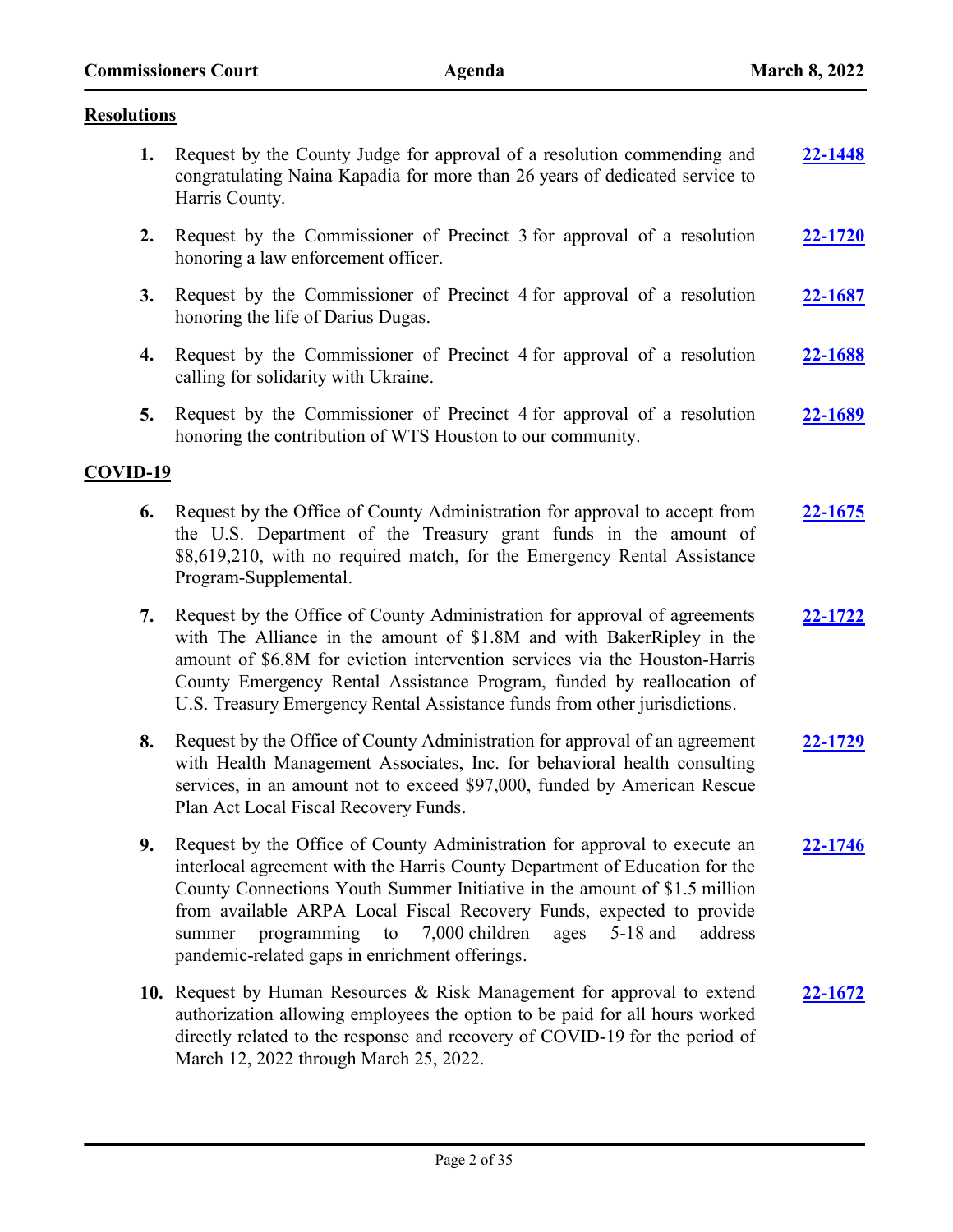## Resolutions

1. Request by the County Judge for approval of a resolution commending and congratulating Naina Kapadia for more than 26 years of dedicated service to Harris County. **22-1448**

2. Request by the Commissioner of Precinct 3 for approval of a resolution honoring a law enforcement officer. **22-1720**

3. Request by the Commissioner of Precinct 4 for approval of a resolution honoring the life of Darius Dugas. **22-1687**

4. Request by the Commissioner of Precinct 4 for approval of a resolution calling for solidarity with Ukraine. **22-1688**

5. Request by the Commissioner of Precinct 4 for approval of a resolution honoring the contribution of WTS Houston to our community. **22-1689**

## COVID-19

6. Request by the Office of County Administration for approval to accept from the U.S. Department of the Treasury grant funds in the amount of $8,619,210, with no required match, for the Emergency Rental Assistance Program-Supplemental. **22-1675**

7. Request by the Office of County Administration for approval of agreements with The Alliance in the amount of $1.8M and with BakerRipley in the amount of $6.8M for eviction intervention services via the Houston-Harris County Emergency Rental Assistance Program, funded by reallocation of U.S. Treasury Emergency Rental Assistance funds from other jurisdictions. **22-1722**

8. Request by the Office of County Administration for approval of an agreement with Health Management Associates, Inc. for behavioral health consulting services, in an amount not to exceed $97,000, funded by American Rescue Plan Act Local Fiscal Recovery Funds. **22-1729**

9. Request by the Office of County Administration for approval to execute an interlocal agreement with the Harris County Department of Education for the County Connections Youth Summer Initiative in the amount of $1.5 million from available ARPA Local Fiscal Recovery Funds, expected to provide summer programming to 7,000 children ages 5-18 and address pandemic-related gaps in enrichment offerings. **22-1746**

10. Request by Human Resources & Risk Management for approval to extend authorization allowing employees the option to be paid for all hours worked directly related to the response and recovery of COVID-19 for the period of March 12, 2022 through March 25, 2022. **22-1672**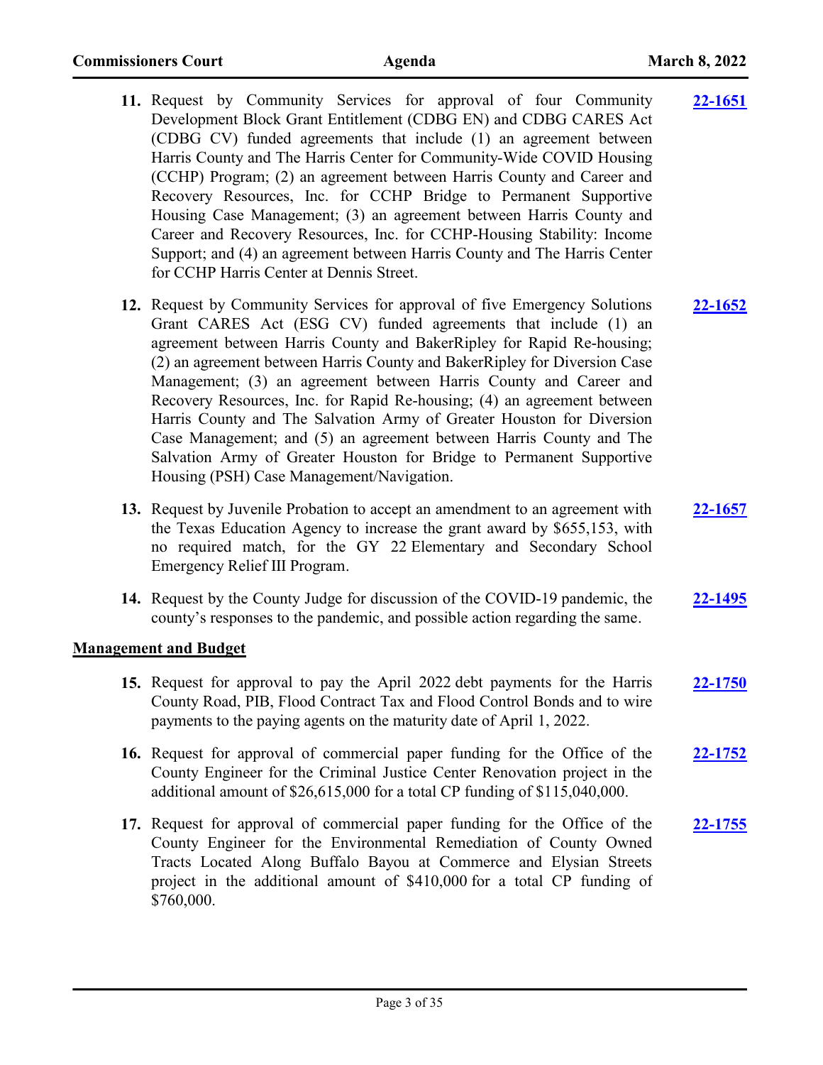11. Request by Community Services for approval of four Community Development Block Grant Entitlement (CDBG EN) and CDBG CARES Act (CDBG CV) funded agreements that include (1) an agreement between Harris County and The Harris Center for Community-Wide COVID Housing (CCHP) Program; (2) an agreement between Harris County and Career and Recovery Resources, Inc. for CCHP Bridge to Permanent Supportive Housing Case Management; (3) an agreement between Harris County and Career and Recovery Resources, Inc. for CCHP-Housing Stability: Income Support; and (4) an agreement between Harris County and The Harris Center for CCHP Harris Center at Dennis Street. **22-1651**

12. Request by Community Services for approval of five Emergency Solutions Grant CARES Act (ESG CV) funded agreements that include (1) an agreement between Harris County and BakerRipley for Rapid Re-housing; (2) an agreement between Harris County and BakerRipley for Diversion Case Management; (3) an agreement between Harris County and Career and Recovery Resources, Inc. for Rapid Re-housing; (4) an agreement between Harris County and The Salvation Army of Greater Houston for Diversion Case Management; and (5) an agreement between Harris County and The Salvation Army of Greater Houston for Bridge to Permanent Supportive Housing (PSH) Case Management/Navigation. **22-1652**

13. Request by Juvenile Probation to accept an amendment to an agreement with the Texas Education Agency to increase the grant award by $655,153, with no required match, for the GY 22 Elementary and Secondary School Emergency Relief III Program. **22-1657**

14. Request by the County Judge for discussion of the COVID-19 pandemic, the county's responses to the pandemic, and possible action regarding the same. **22-1495**

## Management and Budget

15. Request for approval to pay the April 2022 debt payments for the Harris County Road, PIB, Flood Contract Tax and Flood Control Bonds and to wire payments to the paying agents on the maturity date of April 1, 2022. **22-1750**

16. Request for approval of commercial paper funding for the Office of the County Engineer for the Criminal Justice Center Renovation project in the additional amount of $26,615,000 for a total CP funding of $115,040,000. **22-1752**

17. Request for approval of commercial paper funding for the Office of the County Engineer for the Environmental Remediation of County Owned Tracts Located Along Buffalo Bayou at Commerce and Elysian Streets project in the additional amount of $410,000 for a total CP funding of $760,000. **22-1755**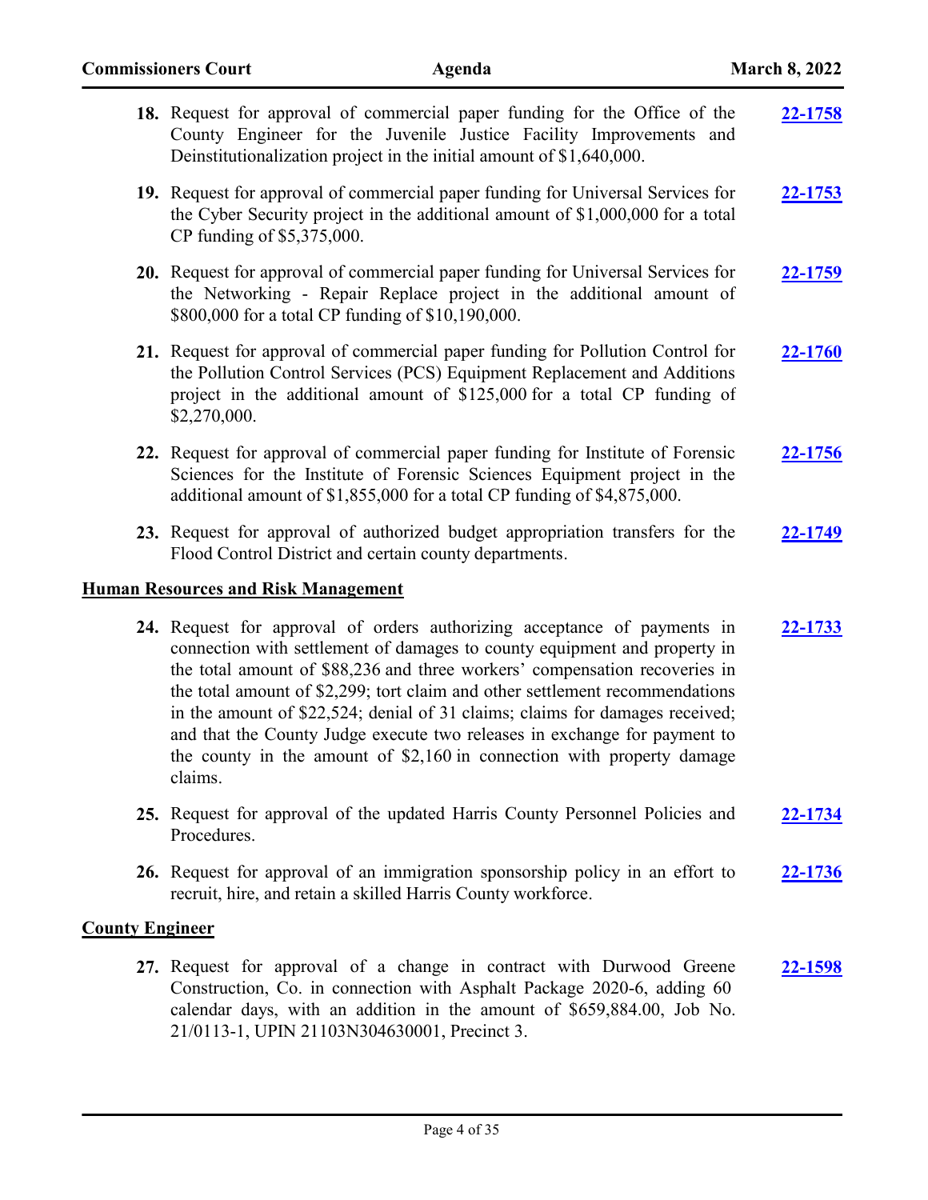18. Request for approval of commercial paper funding for the Office of the County Engineer for the Juvenile Justice Facility Improvements and Deinstitutionalization project in the initial amount of $1,640,000. **22-1758**

19. Request for approval of commercial paper funding for Universal Services for the Cyber Security project in the additional amount of $1,000,000 for a total CP funding of $5,375,000. **22-1753**

20. Request for approval of commercial paper funding for Universal Services for the Networking - Repair Replace project in the additional amount of $800,000 for a total CP funding of $10,190,000. **22-1759**

21. Request for approval of commercial paper funding for Pollution Control for the Pollution Control Services (PCS) Equipment Replacement and Additions project in the additional amount of $125,000 for a total CP funding of $2,270,000. **22-1760**

22. Request for approval of commercial paper funding for Institute of Forensic Sciences for the Institute of Forensic Sciences Equipment project in the additional amount of $1,855,000 for a total CP funding of $4,875,000. **22-1756**

23. Request for approval of authorized budget appropriation transfers for the Flood Control District and certain county departments. **22-1749**

## Human Resources and Risk Management

24. Request for approval of orders authorizing acceptance of payments in connection with settlement of damages to county equipment and property in the total amount of $88,236 and three workers' compensation recoveries in the total amount of $2,299; tort claim and other settlement recommendations in the amount of $22,524; denial of 31 claims; claims for damages received; and that the County Judge execute two releases in exchange for payment to the county in the amount of $2,160 in connection with property damage claims. **22-1733**

25. Request for approval of the updated Harris County Personnel Policies and Procedures. **22-1734**

26. Request for approval of an immigration sponsorship policy in an effort to recruit, hire, and retain a skilled Harris County workforce. **22-1736**

## County Engineer

27. Request for approval of a change in contract with Durwood Greene Construction, Co. in connection with Asphalt Package 2020-6, adding 60 calendar days, with an addition in the amount of $659,884.00, Job No. 21/0113-1, UPIN 21103N304630001, Precinct 3. **22-1598**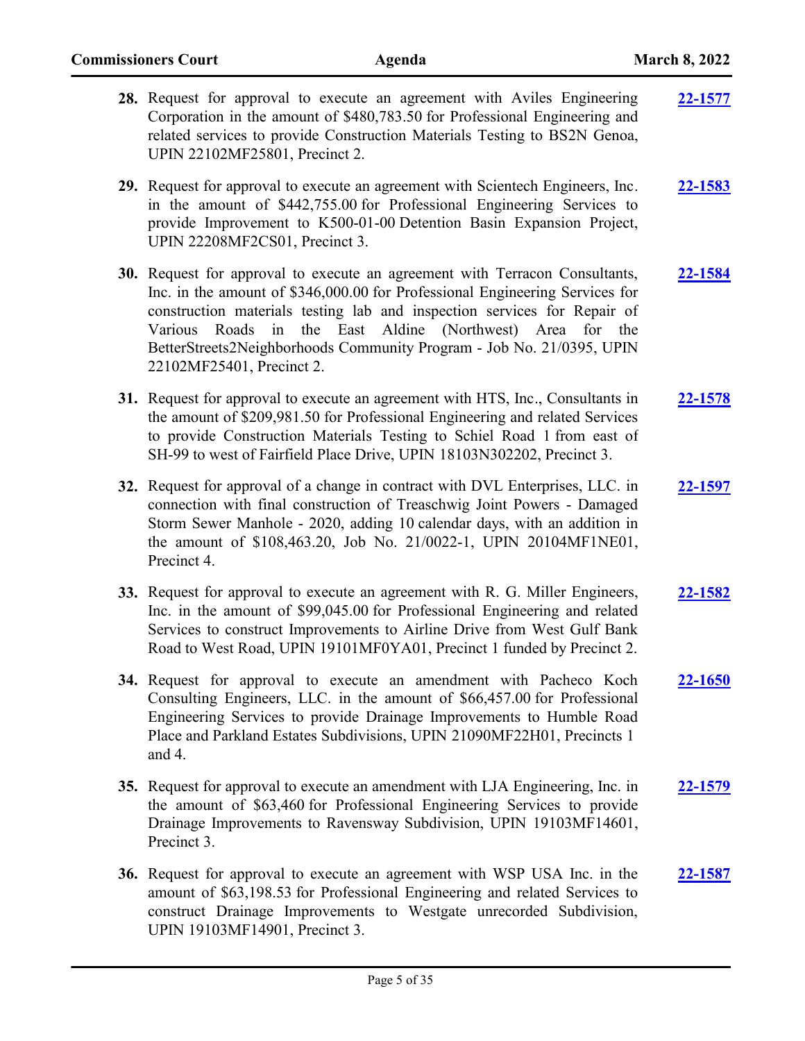28. Request for approval to execute an agreement with Aviles Engineering Corporation in the amount of $480,783.50 for Professional Engineering and related services to provide Construction Materials Testing to BS2N Genoa, UPIN 22102MF25801, Precinct 2. **22-1577**

29. Request for approval to execute an agreement with Scientech Engineers, Inc. in the amount of $442,755.00 for Professional Engineering Services to provide Improvement to K500-01-00 Detention Basin Expansion Project, UPIN 22208MF2CS01, Precinct 3. **22-1583**

30. Request for approval to execute an agreement with Terracon Consultants, Inc. in the amount of $346,000.00 for Professional Engineering Services for construction materials testing lab and inspection services for Repair of Various Roads in the East Aldine (Northwest) Area for the BetterStreets2Neighborhoods Community Program - Job No. 21/0395, UPIN 22102MF25401, Precinct 2. **22-1584**

31. Request for approval to execute an agreement with HTS, Inc., Consultants in the amount of $209,981.50 for Professional Engineering and related Services to provide Construction Materials Testing to Schiel Road 1 from east of SH-99 to west of Fairfield Place Drive, UPIN 18103N302202, Precinct 3. **22-1578**

32. Request for approval of a change in contract with DVL Enterprises, LLC. in connection with final construction of Treaschwig Joint Powers - Damaged Storm Sewer Manhole - 2020, adding 10 calendar days, with an addition in the amount of $108,463.20, Job No. 21/0022-1, UPIN 20104MF1NE01, Precinct 4. **22-1597**

33. Request for approval to execute an agreement with R. G. Miller Engineers, Inc. in the amount of $99,045.00 for Professional Engineering and related Services to construct Improvements to Airline Drive from West Gulf Bank Road to West Road, UPIN 19101MF0YA01, Precinct 1 funded by Precinct 2. **22-1582**

34. Request for approval to execute an amendment with Pacheco Koch Consulting Engineers, LLC. in the amount of $66,457.00 for Professional Engineering Services to provide Drainage Improvements to Humble Road Place and Parkland Estates Subdivisions, UPIN 21090MF22H01, Precincts 1 and 4. **22-1650**

35. Request for approval to execute an amendment with LJA Engineering, Inc. in the amount of $63,460 for Professional Engineering Services to provide Drainage Improvements to Ravensway Subdivision, UPIN 19103MF14601, Precinct 3. **22-1579**

36. Request for approval to execute an agreement with WSP USA Inc. in the amount of $63,198.53 for Professional Engineering and related Services to construct Drainage Improvements to Westgate unrecorded Subdivision, UPIN 19103MF14901, Precinct 3. **22-1587**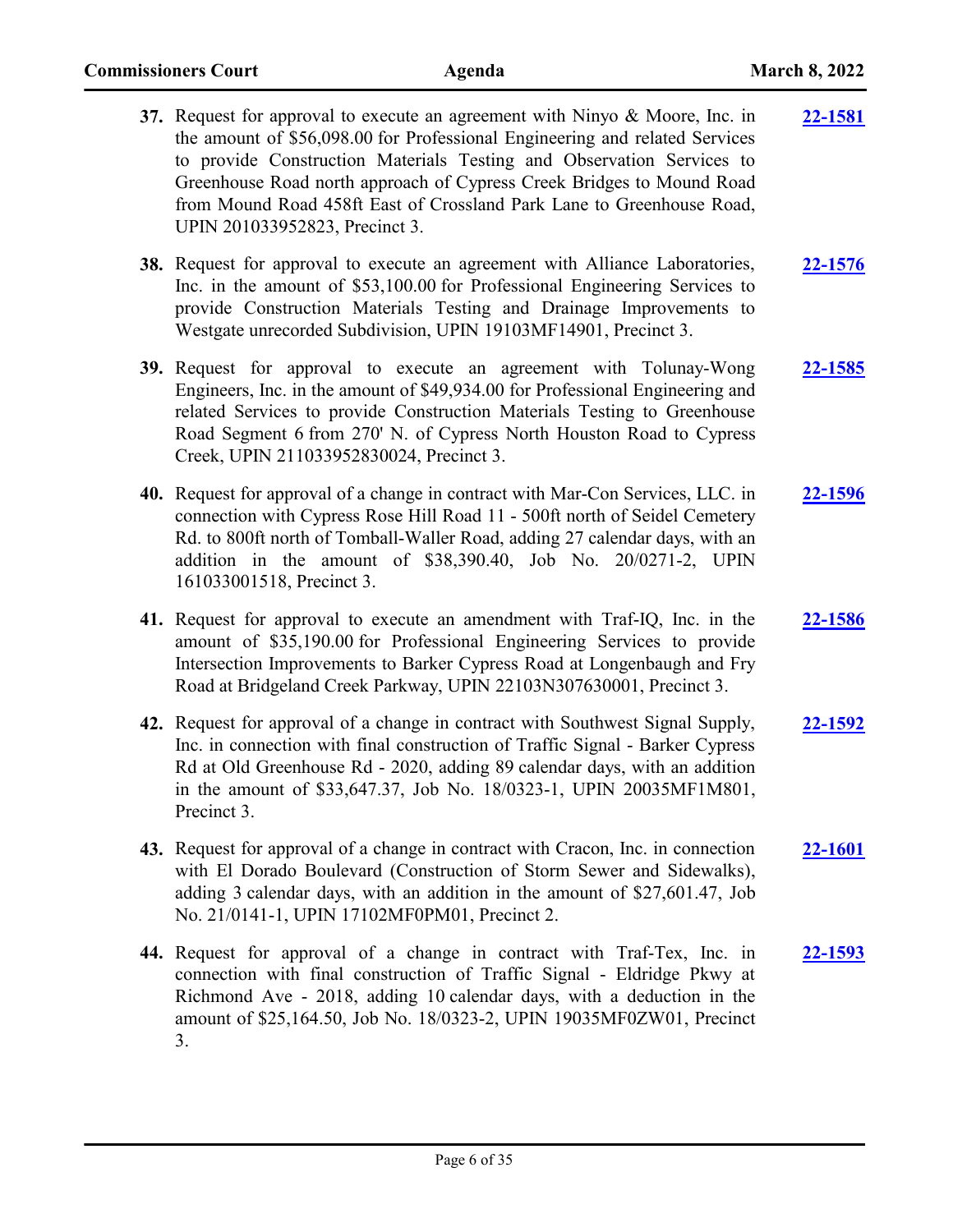**37.** Request for approval to execute an agreement with Ninyo & Moore, Inc. in the amount of $56,098.00 for Professional Engineering and related Services to provide Construction Materials Testing and Observation Services to Greenhouse Road north approach of Cypress Creek Bridges to Mound Road from Mound Road 458ft East of Crossland Park Lane to Greenhouse Road, UPIN 201033952823, Precinct 3. **22-1581**

**38.** Request for approval to execute an agreement with Alliance Laboratories, Inc. in the amount of $53,100.00 for Professional Engineering Services to provide Construction Materials Testing and Drainage Improvements to Westgate unrecorded Subdivision, UPIN 19103MF14901, Precinct 3. **22-1576**

**39.** Request for approval to execute an agreement with Tolunay-Wong Engineers, Inc. in the amount of $49,934.00 for Professional Engineering and related Services to provide Construction Materials Testing to Greenhouse Road Segment 6 from 270' N. of Cypress North Houston Road to Cypress Creek, UPIN 211033952830024, Precinct 3. **22-1585**

**40.** Request for approval of a change in contract with Mar-Con Services, LLC. in connection with Cypress Rose Hill Road 11 - 500ft north of Seidel Cemetery Rd. to 800ft north of Tomball-Waller Road, adding 27 calendar days, with an addition in the amount of $38,390.40, Job No. 20/0271-2, UPIN 161033001518, Precinct 3. **22-1596**

**41.** Request for approval to execute an amendment with Traf-IQ, Inc. in the amount of $35,190.00 for Professional Engineering Services to provide Intersection Improvements to Barker Cypress Road at Longenbaugh and Fry Road at Bridgeland Creek Parkway, UPIN 22103N307630001, Precinct 3. **22-1586**

**42.** Request for approval of a change in contract with Southwest Signal Supply, Inc. in connection with final construction of Traffic Signal - Barker Cypress Rd at Old Greenhouse Rd - 2020, adding 89 calendar days, with an addition in the amount of $33,647.37, Job No. 18/0323-1, UPIN 20035MF1M801, Precinct 3. **22-1592**

**43.** Request for approval of a change in contract with Cracon, Inc. in connection with El Dorado Boulevard (Construction of Storm Sewer and Sidewalks), adding 3 calendar days, with an addition in the amount of $27,601.47, Job No. 21/0141-1, UPIN 17102MF0PM01, Precinct 2. **22-1601**

**44.** Request for approval of a change in contract with Traf-Tex, Inc. in connection with final construction of Traffic Signal - Eldridge Pkwy at Richmond Ave - 2018, adding 10 calendar days, with a deduction in the amount of $25,164.50, Job No. 18/0323-2, UPIN 19035MF0ZW01, Precinct 3. **22-1593**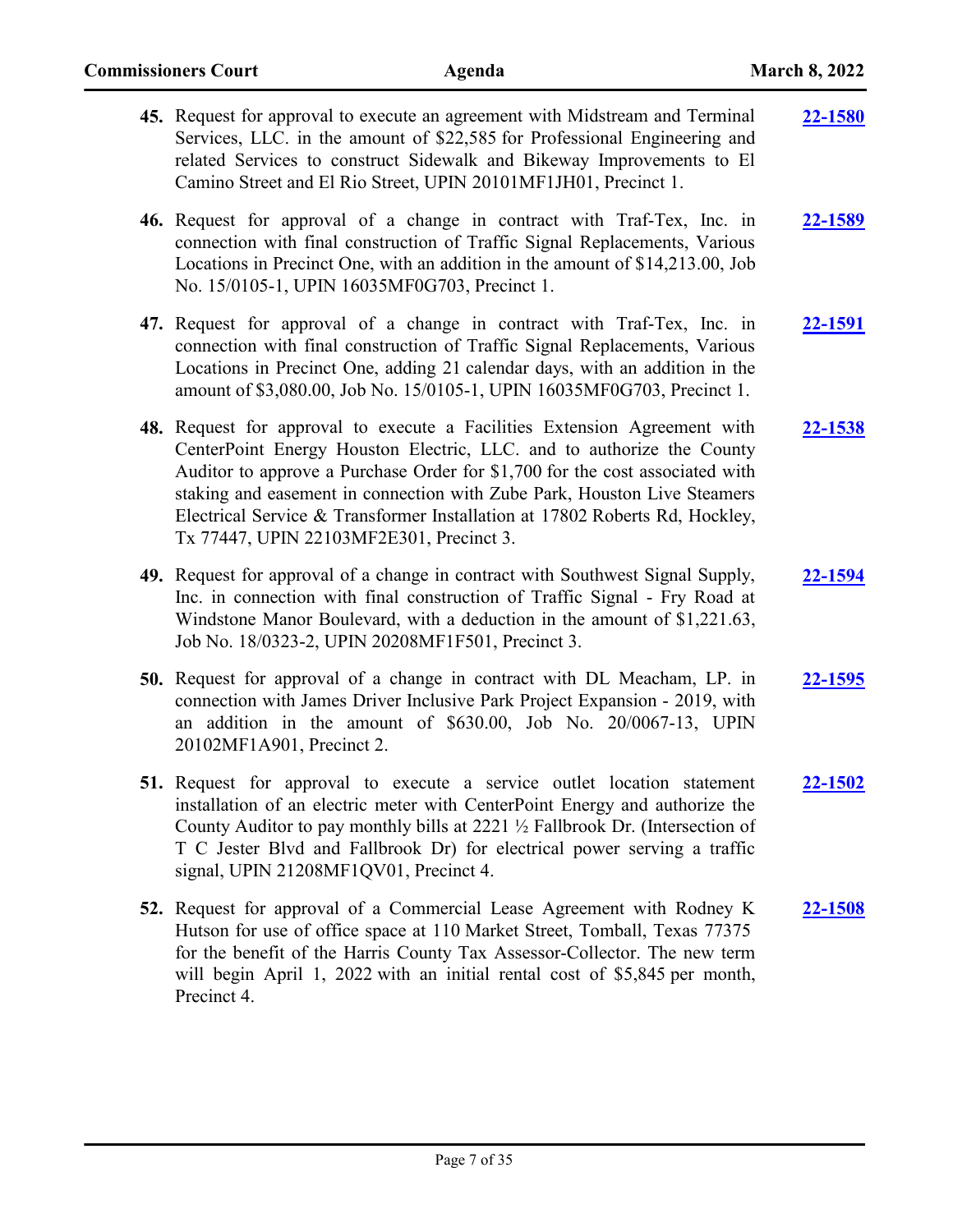45. Request for approval to execute an agreement with Midstream and Terminal Services, LLC. in the amount of $22,585 for Professional Engineering and related Services to construct Sidewalk and Bikeway Improvements to El Camino Street and El Rio Street, UPIN 20101MF1JH01, Precinct 1. **22-1580**

46. Request for approval of a change in contract with Traf-Tex, Inc. in connection with final construction of Traffic Signal Replacements, Various Locations in Precinct One, with an addition in the amount of $14,213.00, Job No. 15/0105-1, UPIN 16035MF0G703, Precinct 1. **22-1589**

47. Request for approval of a change in contract with Traf-Tex, Inc. in connection with final construction of Traffic Signal Replacements, Various Locations in Precinct One, adding 21 calendar days, with an addition in the amount of $3,080.00, Job No. 15/0105-1, UPIN 16035MF0G703, Precinct 1. **22-1591**

48. Request for approval to execute a Facilities Extension Agreement with CenterPoint Energy Houston Electric, LLC. and to authorize the County Auditor to approve a Purchase Order for $1,700 for the cost associated with staking and easement in connection with Zube Park, Houston Live Steamers Electrical Service & Transformer Installation at 17802 Roberts Rd, Hockley, Tx 77447, UPIN 22103MF2E301, Precinct 3. **22-1538**

49. Request for approval of a change in contract with Southwest Signal Supply, Inc. in connection with final construction of Traffic Signal - Fry Road at Windstone Manor Boulevard, with a deduction in the amount of $1,221.63, Job No. 18/0323-2, UPIN 20208MF1F501, Precinct 3. **22-1594**

50. Request for approval of a change in contract with DL Meacham, LP. in connection with James Driver Inclusive Park Project Expansion - 2019, with an addition in the amount of $630.00, Job No. 20/0067-13, UPIN 20102MF1A901, Precinct 2. **22-1595**

51. Request for approval to execute a service outlet location statement installation of an electric meter with CenterPoint Energy and authorize the County Auditor to pay monthly bills at 2221 ½ Fallbrook Dr. (Intersection of T C Jester Blvd and Fallbrook Dr) for electrical power serving a traffic signal, UPIN 21208MF1QV01, Precinct 4. **22-1502**

52. Request for approval of a Commercial Lease Agreement with Rodney K Hutson for use of office space at 110 Market Street, Tomball, Texas 77375 for the benefit of the Harris County Tax Assessor-Collector. The new term will begin April 1, 2022 with an initial rental cost of $5,845 per month, Precinct 4. **22-1508**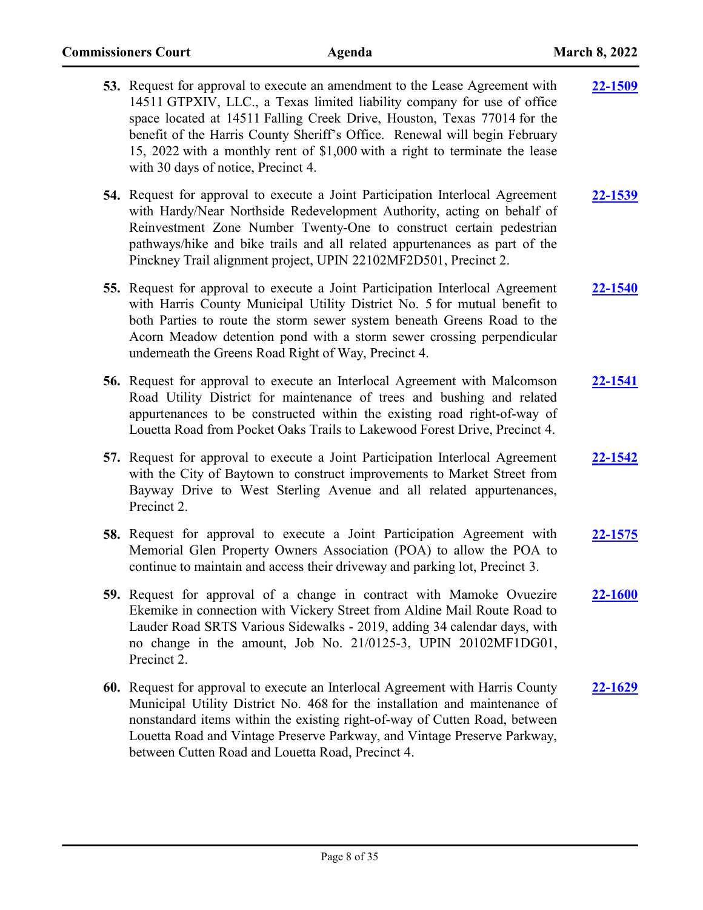53. Request for approval to execute an amendment to the Lease Agreement with 14511 GTPXIV, LLC., a Texas limited liability company for use of office space located at 14511 Falling Creek Drive, Houston, Texas 77014 for the benefit of the Harris County Sheriff's Office. Renewal will begin February 15, 2022 with a monthly rent of $1,000 with a right to terminate the lease with 30 days of notice, Precinct 4. **22-1509**

54. Request for approval to execute a Joint Participation Interlocal Agreement with Hardy/Near Northside Redevelopment Authority, acting on behalf of Reinvestment Zone Number Twenty-One to construct certain pedestrian pathways/hike and bike trails and all related appurtenances as part of the Pinckney Trail alignment project, UPIN 22102MF2D501, Precinct 2. **22-1539**

55. Request for approval to execute a Joint Participation Interlocal Agreement with Harris County Municipal Utility District No. 5 for mutual benefit to both Parties to route the storm sewer system beneath Greens Road to the Acorn Meadow detention pond with a storm sewer crossing perpendicular underneath the Greens Road Right of Way, Precinct 4. **22-1540**

56. Request for approval to execute an Interlocal Agreement with Malcomson Road Utility District for maintenance of trees and bushing and related appurtenances to be constructed within the existing road right-of-way of Louetta Road from Pocket Oaks Trails to Lakewood Forest Drive, Precinct 4. **22-1541**

57. Request for approval to execute a Joint Participation Interlocal Agreement with the City of Baytown to construct improvements to Market Street from Bayway Drive to West Sterling Avenue and all related appurtenances, Precinct 2. **22-1542**

58. Request for approval to execute a Joint Participation Agreement with Memorial Glen Property Owners Association (POA) to allow the POA to continue to maintain and access their driveway and parking lot, Precinct 3. **22-1575**

59. Request for approval of a change in contract with Mamoke Ovuezire Ekemike in connection with Vickery Street from Aldine Mail Route Road to Lauder Road SRTS Various Sidewalks - 2019, adding 34 calendar days, with no change in the amount, Job No. 21/0125-3, UPIN 20102MF1DG01, Precinct 2. **22-1600**

60. Request for approval to execute an Interlocal Agreement with Harris County Municipal Utility District No. 468 for the installation and maintenance of nonstandard items within the existing right-of-way of Cutten Road, between Louetta Road and Vintage Preserve Parkway, and Vintage Preserve Parkway, between Cutten Road and Louetta Road, Precinct 4. **22-1629**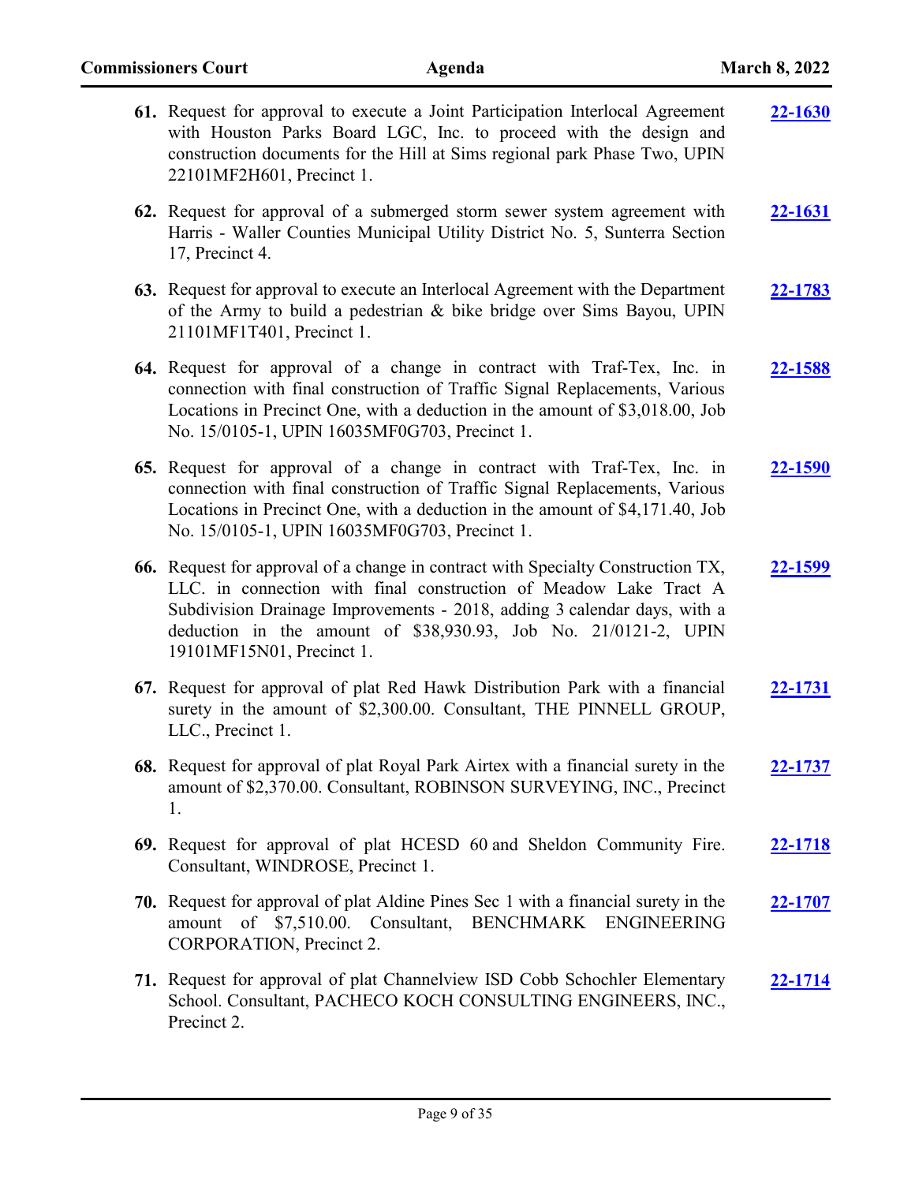**61.** Request for approval to execute a Joint Participation Interlocal Agreement with Houston Parks Board LGC, Inc. to proceed with the design and construction documents for the Hill at Sims regional park Phase Two, UPIN 22101MF2H601, Precinct 1. **22-1630**

**62.** Request for approval of a submerged storm sewer system agreement with Harris - Waller Counties Municipal Utility District No. 5, Sunterra Section 17, Precinct 4. **22-1631**

**63.** Request for approval to execute an Interlocal Agreement with the Department of the Army to build a pedestrian & bike bridge over Sims Bayou, UPIN 21101MF1T401, Precinct 1. **22-1783**

**64.** Request for approval of a change in contract with Traf-Tex, Inc. in connection with final construction of Traffic Signal Replacements, Various Locations in Precinct One, with a deduction in the amount of $3,018.00, Job No. 15/0105-1, UPIN 16035MF0G703, Precinct 1. **22-1588**

**65.** Request for approval of a change in contract with Traf-Tex, Inc. in connection with final construction of Traffic Signal Replacements, Various Locations in Precinct One, with a deduction in the amount of $4,171.40, Job No. 15/0105-1, UPIN 16035MF0G703, Precinct 1. **22-1590**

**66.** Request for approval of a change in contract with Specialty Construction TX, LLC. in connection with final construction of Meadow Lake Tract A Subdivision Drainage Improvements - 2018, adding 3 calendar days, with a deduction in the amount of $38,930.93, Job No. 21/0121-2, UPIN 19101MF15N01, Precinct 1. **22-1599**

**67.** Request for approval of plat Red Hawk Distribution Park with a financial surety in the amount of $2,300.00. Consultant, THE PINNELL GROUP, LLC., Precinct 1. **22-1731**

**68.** Request for approval of plat Royal Park Airtex with a financial surety in the amount of $2,370.00. Consultant, ROBINSON SURVEYING, INC., Precinct 1. **22-1737**

**69.** Request for approval of plat HCESD 60 and Sheldon Community Fire. Consultant, WINDROSE, Precinct 1. **22-1718**

**70.** Request for approval of plat Aldine Pines Sec 1 with a financial surety in the amount of $7,510.00. Consultant, BENCHMARK ENGINEERING CORPORATION, Precinct 2. **22-1707**

**71.** Request for approval of plat Channelview ISD Cobb Schochler Elementary School. Consultant, PACHECO KOCH CONSULTING ENGINEERS, INC., Precinct 2. **22-1714**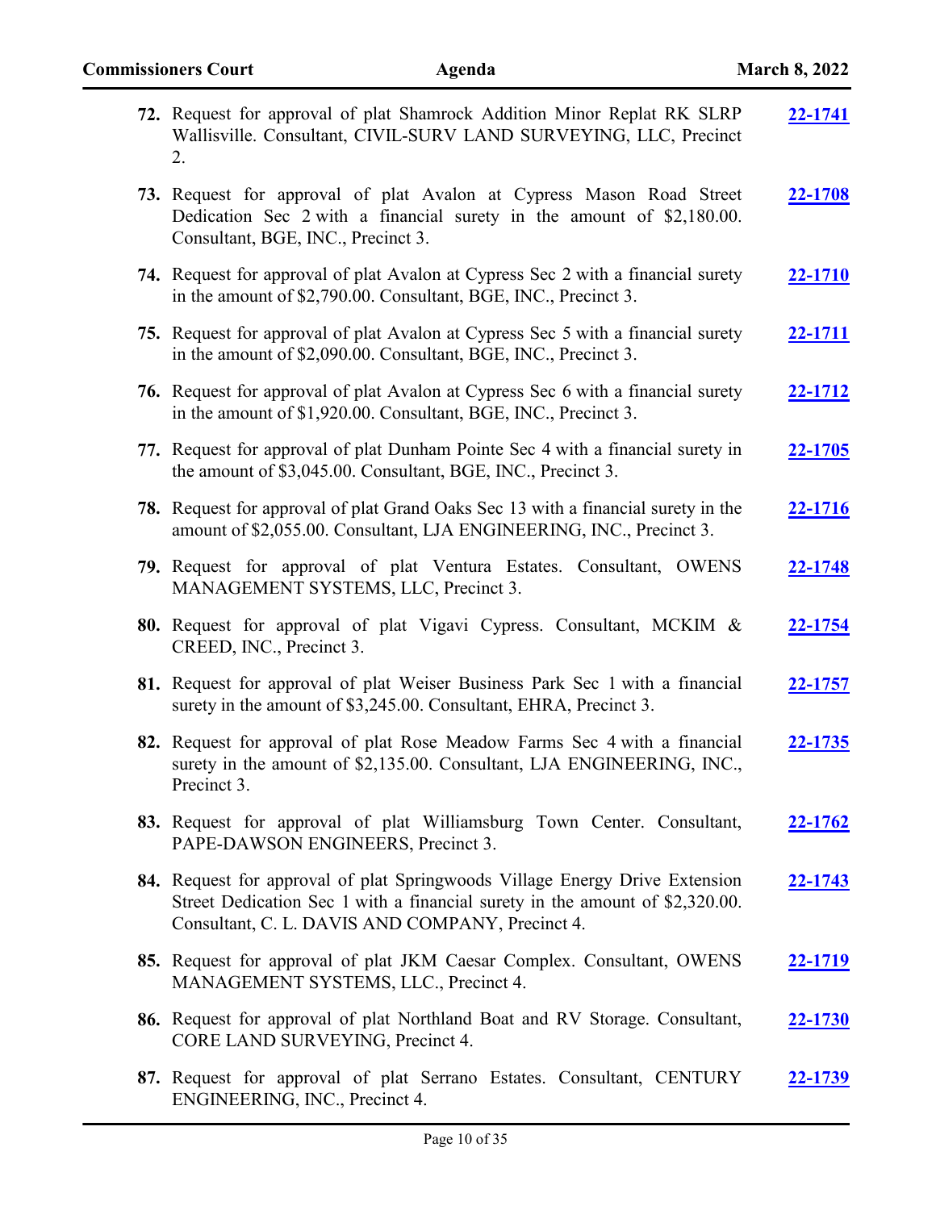72. Request for approval of plat Shamrock Addition Minor Replat RK SLRP Wallisville. Consultant, CIVIL-SURV LAND SURVEYING, LLC, Precinct 2. **22-1741**

73. Request for approval of plat Avalon at Cypress Mason Road Street Dedication Sec 2 with a financial surety in the amount of $2,180.00. Consultant, BGE, INC., Precinct 3. **22-1708**

74. Request for approval of plat Avalon at Cypress Sec 2 with a financial surety in the amount of $2,790.00. Consultant, BGE, INC., Precinct 3. **22-1710**

75. Request for approval of plat Avalon at Cypress Sec 5 with a financial surety in the amount of $2,090.00. Consultant, BGE, INC., Precinct 3. **22-1711**

76. Request for approval of plat Avalon at Cypress Sec 6 with a financial surety in the amount of $1,920.00. Consultant, BGE, INC., Precinct 3. **22-1712**

77. Request for approval of plat Dunham Pointe Sec 4 with a financial surety in the amount of $3,045.00. Consultant, BGE, INC., Precinct 3. **22-1705**

78. Request for approval of plat Grand Oaks Sec 13 with a financial surety in the amount of $2,055.00. Consultant, LJA ENGINEERING, INC., Precinct 3. **22-1716**

79. Request for approval of plat Ventura Estates. Consultant, OWENS MANAGEMENT SYSTEMS, LLC, Precinct 3. **22-1748**

80. Request for approval of plat Vigavi Cypress. Consultant, MCKIM & CREED, INC., Precinct 3. **22-1754**

81. Request for approval of plat Weiser Business Park Sec 1 with a financial surety in the amount of $3,245.00. Consultant, EHRA, Precinct 3. **22-1757**

82. Request for approval of plat Rose Meadow Farms Sec 4 with a financial surety in the amount of $2,135.00. Consultant, LJA ENGINEERING, INC., Precinct 3. **22-1735**

83. Request for approval of plat Williamsburg Town Center. Consultant, PAPE-DAWSON ENGINEERS, Precinct 3. **22-1762**

84. Request for approval of plat Springwoods Village Energy Drive Extension Street Dedication Sec 1 with a financial surety in the amount of $2,320.00. Consultant, C. L. DAVIS AND COMPANY, Precinct 4. **22-1743**

85. Request for approval of plat JKM Caesar Complex. Consultant, OWENS MANAGEMENT SYSTEMS, LLC., Precinct 4. **22-1719**

86. Request for approval of plat Northland Boat and RV Storage. Consultant, CORE LAND SURVEYING, Precinct 4. **22-1730**

87. Request for approval of plat Serrano Estates. Consultant, CENTURY ENGINEERING, INC., Precinct 4. **22-1739**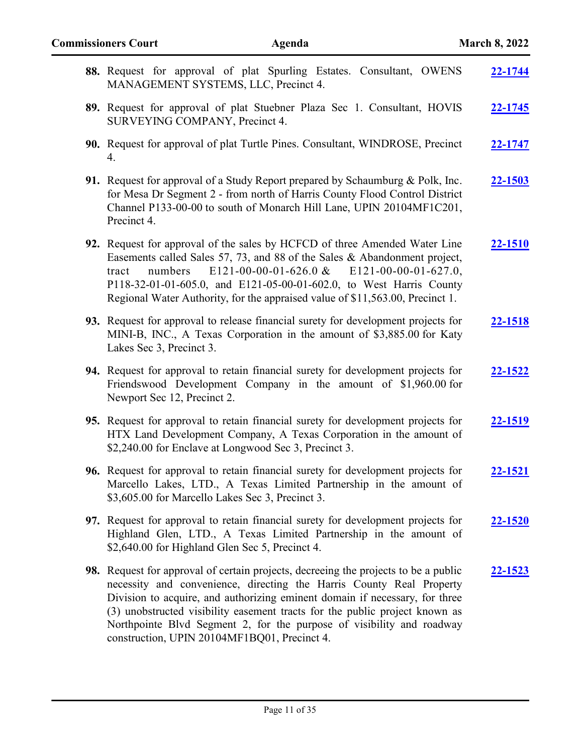88. Request for approval of plat Spurling Estates. Consultant, OWENS MANAGEMENT SYSTEMS, LLC, Precinct 4. **22-1744**

89. Request for approval of plat Stuebner Plaza Sec 1. Consultant, HOVIS SURVEYING COMPANY, Precinct 4. **22-1745**

90. Request for approval of plat Turtle Pines. Consultant, WINDROSE, Precinct 4. **22-1747**

91. Request for approval of a Study Report prepared by Schaumburg & Polk, Inc. for Mesa Dr Segment 2 - from north of Harris County Flood Control District Channel P133-00-00 to south of Monarch Hill Lane, UPIN 20104MF1C201, Precinct 4. **22-1503**

92. Request for approval of the sales by HCFCD of three Amended Water Line Easements called Sales 57, 73, and 88 of the Sales & Abandonment project, tract numbers E121-00-00-01-626.0 & E121-00-00-01-627.0, P118-32-01-01-605.0, and E121-05-00-01-602.0, to West Harris County Regional Water Authority, for the appraised value of $11,563.00, Precinct 1. **22-1510**

93. Request for approval to release financial surety for development projects for MINI-B, INC., A Texas Corporation in the amount of $3,885.00 for Katy Lakes Sec 3, Precinct 3. **22-1518**

94. Request for approval to retain financial surety for development projects for Friendswood Development Company in the amount of $1,960.00 for Newport Sec 12, Precinct 2. **22-1522**

95. Request for approval to retain financial surety for development projects for HTX Land Development Company, A Texas Corporation in the amount of $2,240.00 for Enclave at Longwood Sec 3, Precinct 3. **22-1519**

96. Request for approval to retain financial surety for development projects for Marcello Lakes, LTD., A Texas Limited Partnership in the amount of $3,605.00 for Marcello Lakes Sec 3, Precinct 3. **22-1521**

97. Request for approval to retain financial surety for development projects for Highland Glen, LTD., A Texas Limited Partnership in the amount of $2,640.00 for Highland Glen Sec 5, Precinct 4. **22-1520**

98. Request for approval of certain projects, decreeing the projects to be a public necessity and convenience, directing the Harris County Real Property Division to acquire, and authorizing eminent domain if necessary, for three (3) unobstructed visibility easement tracts for the public project known as Northpointe Blvd Segment 2, for the purpose of visibility and roadway construction, UPIN 20104MF1BQ01, Precinct 4. **22-1523**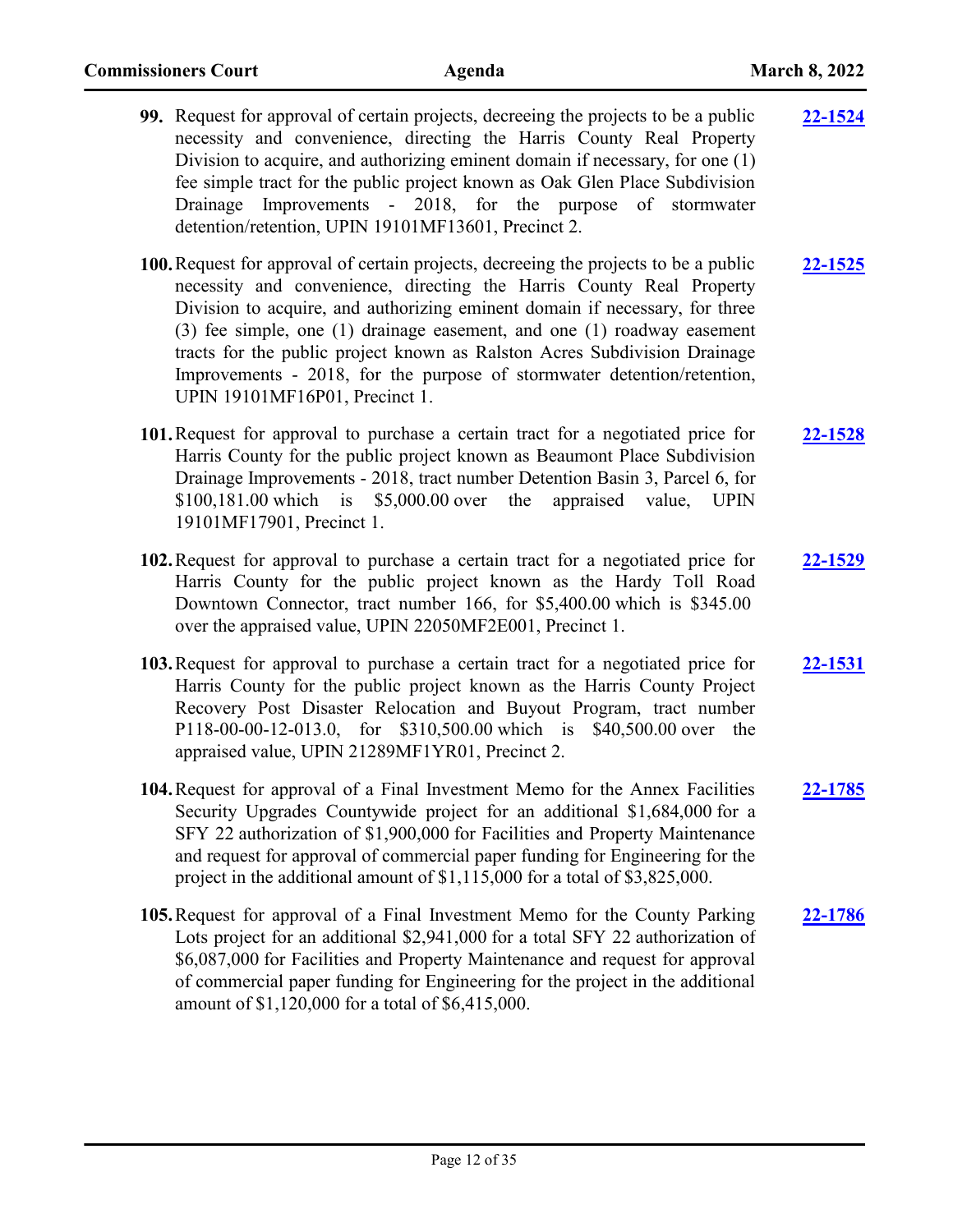99. Request for approval of certain projects, decreeing the projects to be a public necessity and convenience, directing the Harris County Real Property Division to acquire, and authorizing eminent domain if necessary, for one (1) fee simple tract for the public project known as Oak Glen Place Subdivision Drainage Improvements - 2018, for the purpose of stormwater detention/retention, UPIN 19101MF13601, Precinct 2. **22-1524**

100. Request for approval of certain projects, decreeing the projects to be a public necessity and convenience, directing the Harris County Real Property Division to acquire, and authorizing eminent domain if necessary, for three (3) fee simple, one (1) drainage easement, and one (1) roadway easement tracts for the public project known as Ralston Acres Subdivision Drainage Improvements - 2018, for the purpose of stormwater detention/retention, UPIN 19101MF16P01, Precinct 1. **22-1525**

101. Request for approval to purchase a certain tract for a negotiated price for Harris County for the public project known as Beaumont Place Subdivision Drainage Improvements - 2018, tract number Detention Basin 3, Parcel 6, for $100,181.00 which is $5,000.00 over the appraised value, UPIN 19101MF17901, Precinct 1. **22-1528**

102. Request for approval to purchase a certain tract for a negotiated price for Harris County for the public project known as the Hardy Toll Road Downtown Connector, tract number 166, for $5,400.00 which is $345.00 over the appraised value, UPIN 22050MF2E001, Precinct 1. **22-1529**

103. Request for approval to purchase a certain tract for a negotiated price for Harris County for the public project known as the Harris County Project Recovery Post Disaster Relocation and Buyout Program, tract number P118-00-00-12-013.0, for $310,500.00 which is $40,500.00 over the appraised value, UPIN 21289MF1YR01, Precinct 2. **22-1531**

104. Request for approval of a Final Investment Memo for the Annex Facilities Security Upgrades Countywide project for an additional $1,684,000 for a SFY 22 authorization of $1,900,000 for Facilities and Property Maintenance and request for approval of commercial paper funding for Engineering for the project in the additional amount of $1,115,000 for a total of $3,825,000. **22-1785**

105. Request for approval of a Final Investment Memo for the County Parking Lots project for an additional $2,941,000 for a total SFY 22 authorization of $6,087,000 for Facilities and Property Maintenance and request for approval of commercial paper funding for Engineering for the project in the additional amount of $1,120,000 for a total of $6,415,000. **22-1786**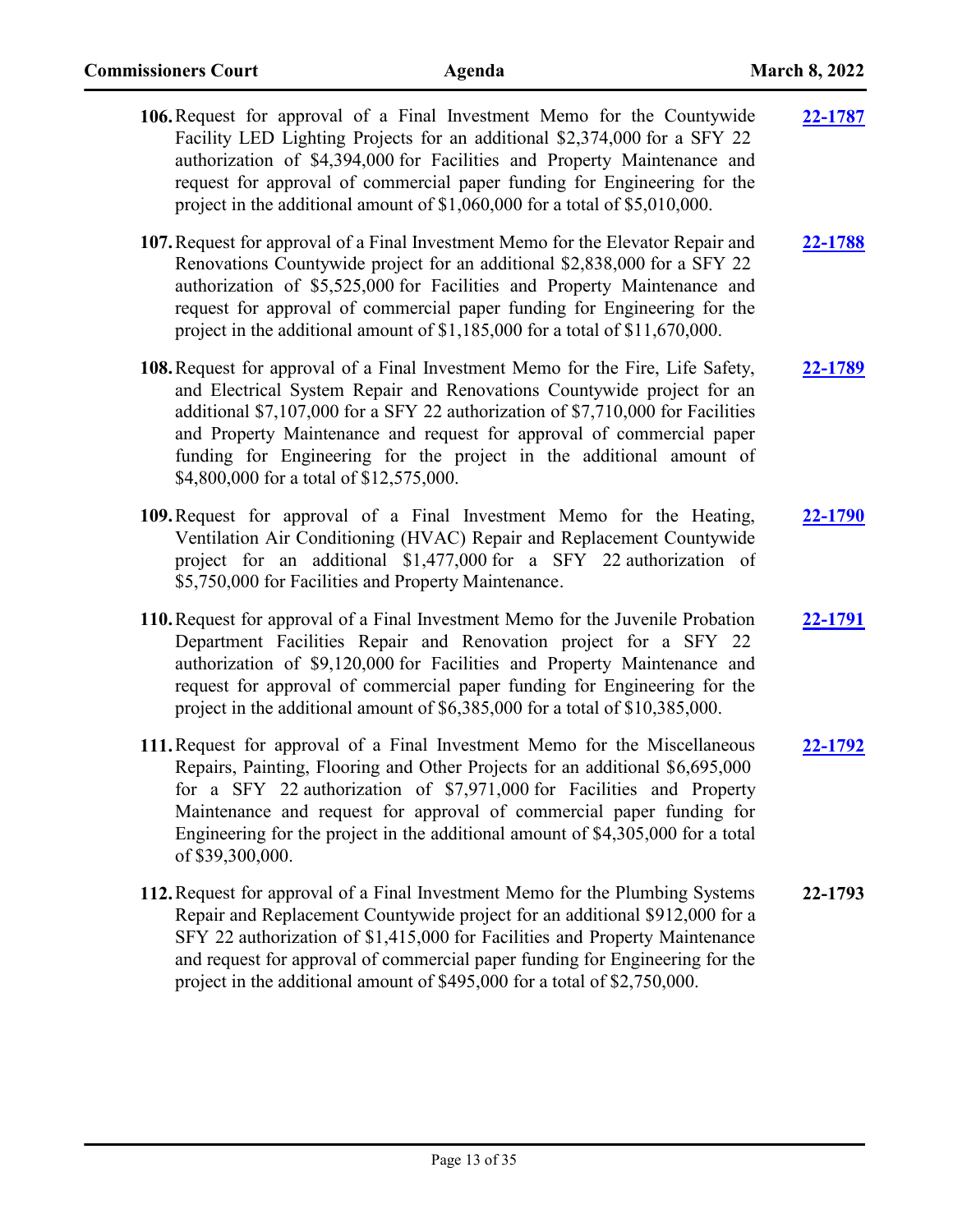106. Request for approval of a Final Investment Memo for the Countywide Facility LED Lighting Projects for an additional $2,374,000 for a SFY 22 authorization of $4,394,000 for Facilities and Property Maintenance and request for approval of commercial paper funding for Engineering for the project in the additional amount of $1,060,000 for a total of $5,010,000. **22-1787**

107. Request for approval of a Final Investment Memo for the Elevator Repair and Renovations Countywide project for an additional $2,838,000 for a SFY 22 authorization of $5,525,000 for Facilities and Property Maintenance and request for approval of commercial paper funding for Engineering for the project in the additional amount of $1,185,000 for a total of $11,670,000. **22-1788**

108. Request for approval of a Final Investment Memo for the Fire, Life Safety, and Electrical System Repair and Renovations Countywide project for an additional $7,107,000 for a SFY 22 authorization of $7,710,000 for Facilities and Property Maintenance and request for approval of commercial paper funding for Engineering for the project in the additional amount of $4,800,000 for a total of $12,575,000. **22-1789**

109. Request for approval of a Final Investment Memo for the Heating, Ventilation Air Conditioning (HVAC) Repair and Replacement Countywide project for an additional $1,477,000 for a SFY 22 authorization of $5,750,000 for Facilities and Property Maintenance. **22-1790**

110. Request for approval of a Final Investment Memo for the Juvenile Probation Department Facilities Repair and Renovation project for a SFY 22 authorization of $9,120,000 for Facilities and Property Maintenance and request for approval of commercial paper funding for Engineering for the project in the additional amount of $6,385,000 for a total of $10,385,000. **22-1791**

111. Request for approval of a Final Investment Memo for the Miscellaneous Repairs, Painting, Flooring and Other Projects for an additional $6,695,000 for a SFY 22 authorization of $7,971,000 for Facilities and Property Maintenance and request for approval of commercial paper funding for Engineering for the project in the additional amount of $4,305,000 for a total of $39,300,000. **22-1792**

112. Request for approval of a Final Investment Memo for the Plumbing Systems Repair and Replacement Countywide project for an additional $912,000 for a SFY 22 authorization of $1,415,000 for Facilities and Property Maintenance and request for approval of commercial paper funding for Engineering for the project in the additional amount of $495,000 for a total of $2,750,000. **22-1793**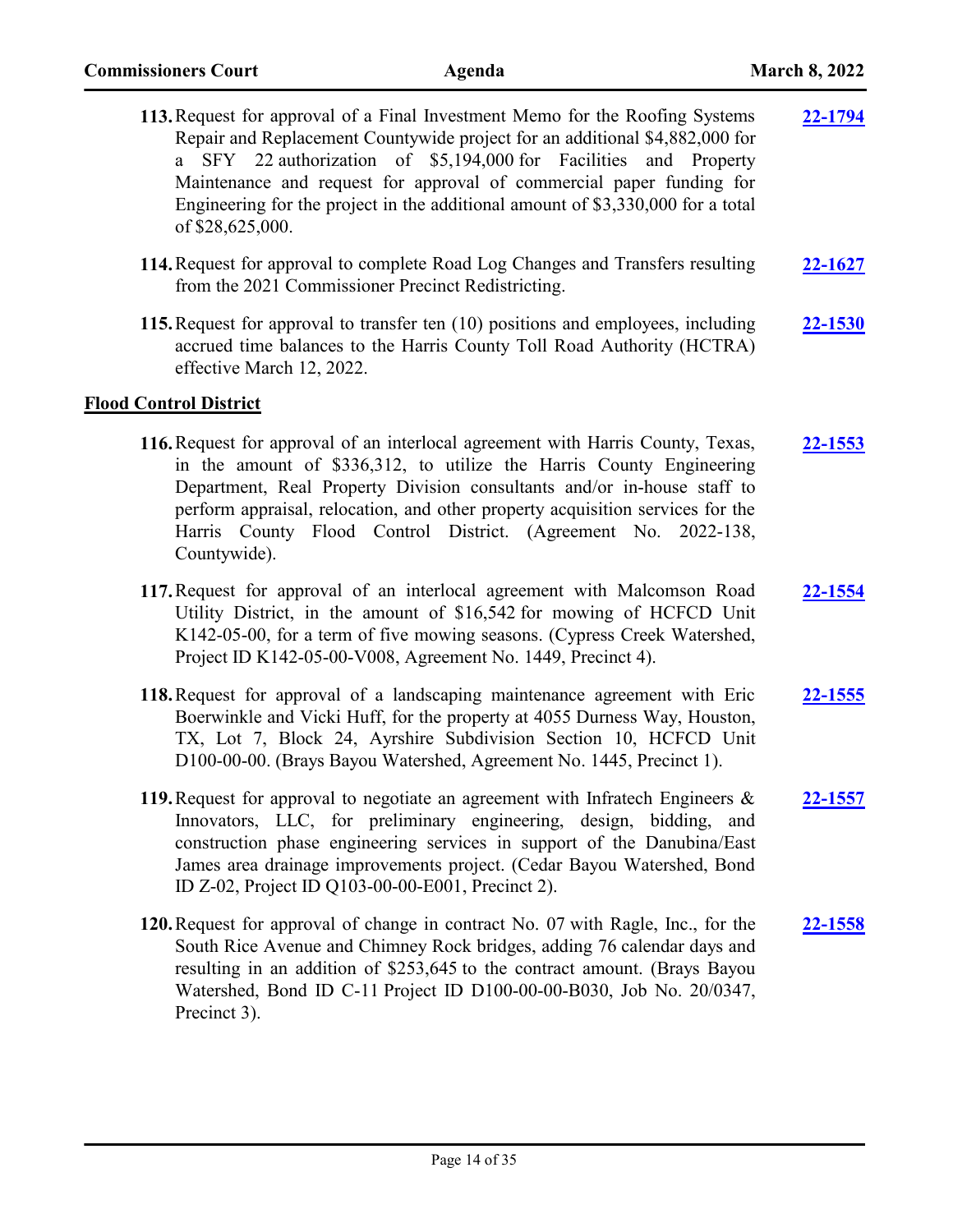113. Request for approval of a Final Investment Memo for the Roofing Systems Repair and Replacement Countywide project for an additional $4,882,000 for a SFY 22 authorization of $5,194,000 for Facilities and Property Maintenance and request for approval of commercial paper funding for Engineering for the project in the additional amount of $3,330,000 for a total of $28,625,000. **22-1794**

114. Request for approval to complete Road Log Changes and Transfers resulting from the 2021 Commissioner Precinct Redistricting. **22-1627**

115. Request for approval to transfer ten (10) positions and employees, including accrued time balances to the Harris County Toll Road Authority (HCTRA) effective March 12, 2022. **22-1530**

## Flood Control District

116. Request for approval of an interlocal agreement with Harris County, Texas, in the amount of $336,312, to utilize the Harris County Engineering Department, Real Property Division consultants and/or in-house staff to perform appraisal, relocation, and other property acquisition services for the Harris County Flood Control District. (Agreement No. 2022-138, Countywide). **22-1553**

117. Request for approval of an interlocal agreement with Malcomson Road Utility District, in the amount of $16,542 for mowing of HCFCD Unit K142-05-00, for a term of five mowing seasons. (Cypress Creek Watershed, Project ID K142-05-00-V008, Agreement No. 1449, Precinct 4). **22-1554**

118. Request for approval of a landscaping maintenance agreement with Eric Boerwinkle and Vicki Huff, for the property at 4055 Durness Way, Houston, TX, Lot 7, Block 24, Ayrshire Subdivision Section 10, HCFCD Unit D100-00-00. (Brays Bayou Watershed, Agreement No. 1445, Precinct 1). **22-1555**

119. Request for approval to negotiate an agreement with Infratech Engineers & Innovators, LLC, for preliminary engineering, design, bidding, and construction phase engineering services in support of the Danubina/East James area drainage improvements project. (Cedar Bayou Watershed, Bond ID Z-02, Project ID Q103-00-00-E001, Precinct 2). **22-1557**

120. Request for approval of change in contract No. 07 with Ragle, Inc., for the South Rice Avenue and Chimney Rock bridges, adding 76 calendar days and resulting in an addition of $253,645 to the contract amount. (Brays Bayou Watershed, Bond ID C-11 Project ID D100-00-00-B030, Job No. 20/0347, Precinct 3). **22-1558**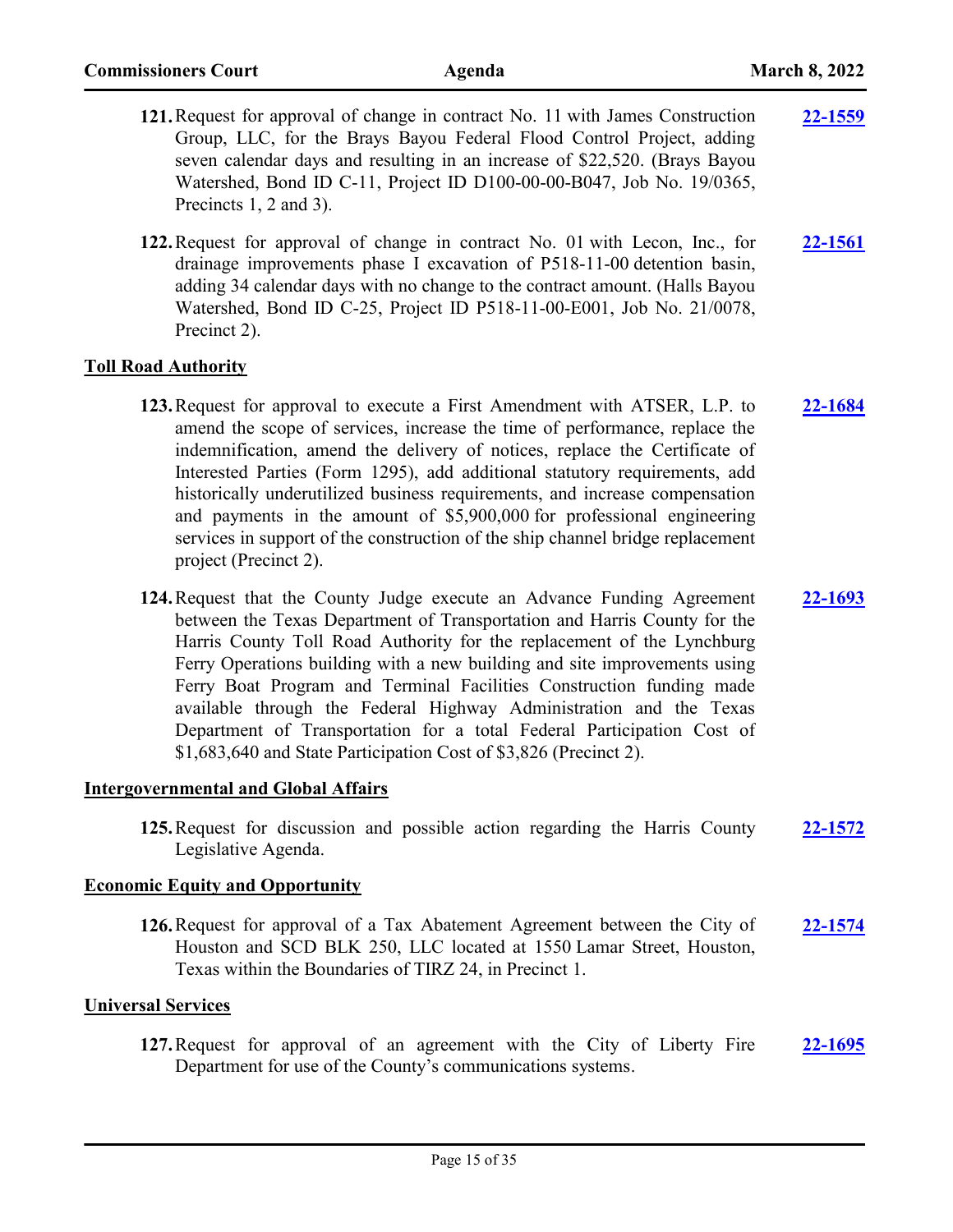121. Request for approval of change in contract No. 11 with James Construction Group, LLC, for the Brays Bayou Federal Flood Control Project, adding seven calendar days and resulting in an increase of $22,520. (Brays Bayou Watershed, Bond ID C-11, Project ID D100-00-00-B047, Job No. 19/0365, Precincts 1, 2 and 3). **22-1559**

122. Request for approval of change in contract No. 01 with Lecon, Inc., for drainage improvements phase I excavation of P518-11-00 detention basin, adding 34 calendar days with no change to the contract amount. (Halls Bayou Watershed, Bond ID C-25, Project ID P518-11-00-E001, Job No. 21/0078, Precinct 2). **22-1561**

## Toll Road Authority

123. Request for approval to execute a First Amendment with ATSER, L.P. to amend the scope of services, increase the time of performance, replace the indemnification, amend the delivery of notices, replace the Certificate of Interested Parties (Form 1295), add additional statutory requirements, add historically underutilized business requirements, and increase compensation and payments in the amount of $5,900,000 for professional engineering services in support of the construction of the ship channel bridge replacement project (Precinct 2). **22-1684**

124. Request that the County Judge execute an Advance Funding Agreement between the Texas Department of Transportation and Harris County for the Harris County Toll Road Authority for the replacement of the Lynchburg Ferry Operations building with a new building and site improvements using Ferry Boat Program and Terminal Facilities Construction funding made available through the Federal Highway Administration and the Texas Department of Transportation for a total Federal Participation Cost of $1,683,640 and State Participation Cost of $3,826 (Precinct 2). **22-1693**

## Intergovernmental and Global Affairs

125. Request for discussion and possible action regarding the Harris County Legislative Agenda. **22-1572**

## Economic Equity and Opportunity

126. Request for approval of a Tax Abatement Agreement between the City of Houston and SCD BLK 250, LLC located at 1550 Lamar Street, Houston, Texas within the Boundaries of TIRZ 24, in Precinct 1. **22-1574**

## Universal Services

127. Request for approval of an agreement with the City of Liberty Fire Department for use of the County's communications systems. **22-1695**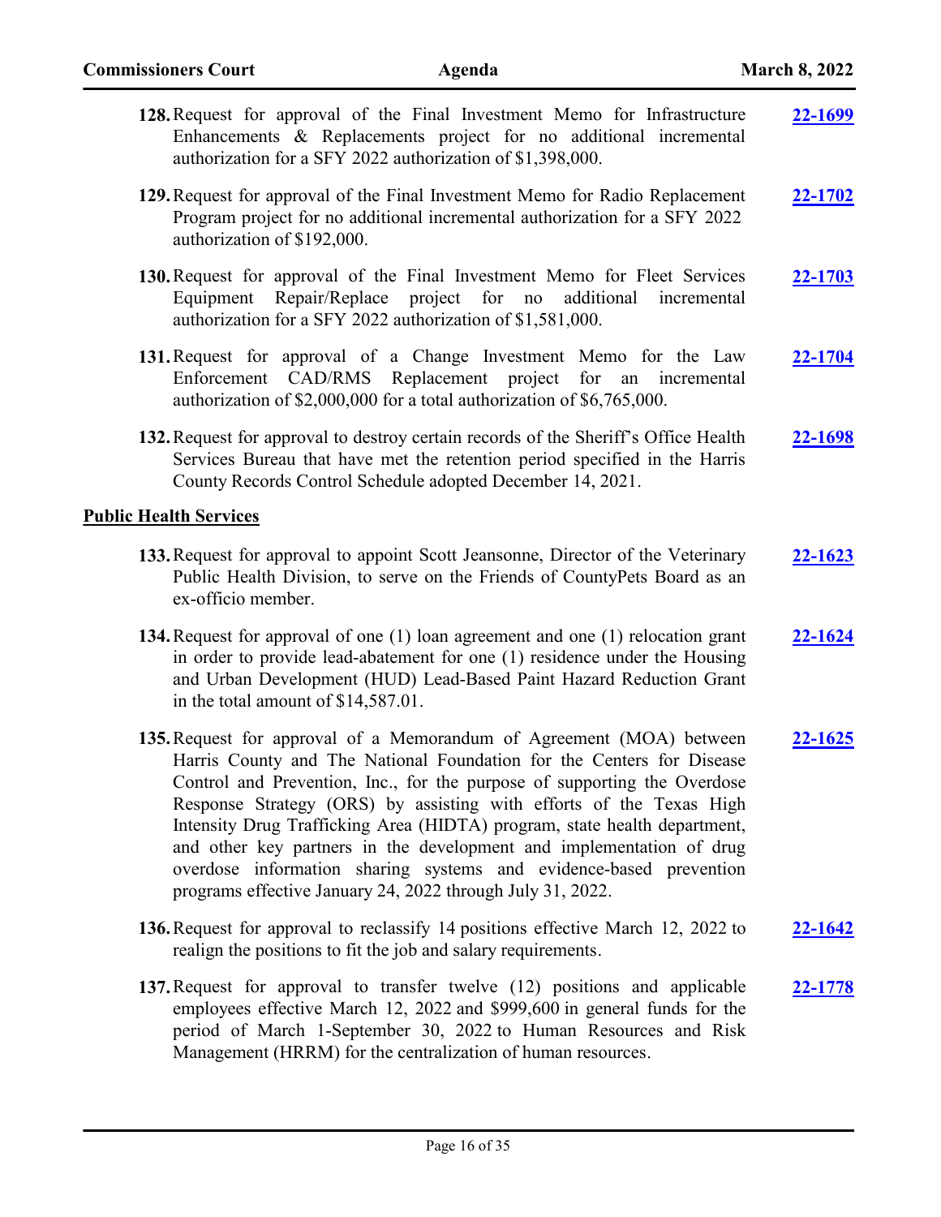128. Request for approval of the Final Investment Memo for Infrastructure Enhancements & Replacements project for no additional incremental authorization for a SFY 2022 authorization of $1,398,000. **22-1699**

129. Request for approval of the Final Investment Memo for Radio Replacement Program project for no additional incremental authorization for a SFY 2022 authorization of $192,000. **22-1702**

130. Request for approval of the Final Investment Memo for Fleet Services Equipment Repair/Replace project for no additional incremental authorization for a SFY 2022 authorization of $1,581,000. **22-1703**

131. Request for approval of a Change Investment Memo for the Law Enforcement CAD/RMS Replacement project for an incremental authorization of $2,000,000 for a total authorization of $6,765,000. **22-1704**

132. Request for approval to destroy certain records of the Sheriff's Office Health Services Bureau that have met the retention period specified in the Harris County Records Control Schedule adopted December 14, 2021. **22-1698**

## Public Health Services

133. Request for approval to appoint Scott Jeansonne, Director of the Veterinary Public Health Division, to serve on the Friends of CountyPets Board as an ex-officio member. **22-1623**

134. Request for approval of one (1) loan agreement and one (1) relocation grant in order to provide lead-abatement for one (1) residence under the Housing and Urban Development (HUD) Lead-Based Paint Hazard Reduction Grant in the total amount of $14,587.01. **22-1624**

135. Request for approval of a Memorandum of Agreement (MOA) between Harris County and The National Foundation for the Centers for Disease Control and Prevention, Inc., for the purpose of supporting the Overdose Response Strategy (ORS) by assisting with efforts of the Texas High Intensity Drug Trafficking Area (HIDTA) program, state health department, and other key partners in the development and implementation of drug overdose information sharing systems and evidence-based prevention programs effective January 24, 2022 through July 31, 2022. **22-1625**

136. Request for approval to reclassify 14 positions effective March 12, 2022 to realign the positions to fit the job and salary requirements. **22-1642**

137. Request for approval to transfer twelve (12) positions and applicable employees effective March 12, 2022 and $999,600 in general funds for the period of March 1-September 30, 2022 to Human Resources and Risk Management (HRRM) for the centralization of human resources. **22-1778**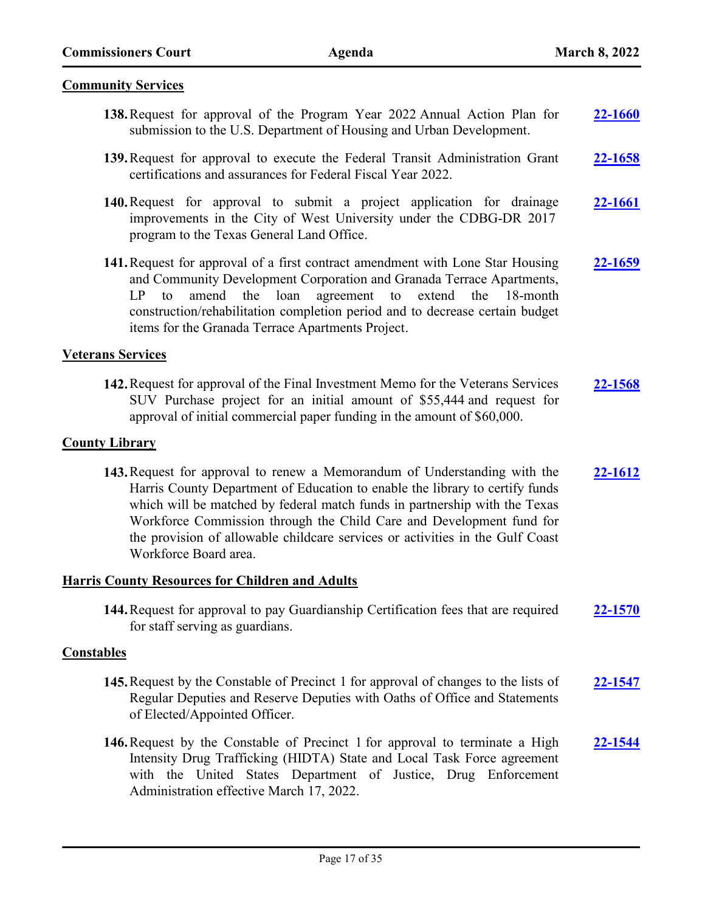**Community Services**

**138.** Request for approval of the Program Year 2022 Annual Action Plan for submission to the U.S. Department of Housing and Urban Development. **22-1660**

**139.** Request for approval to execute the Federal Transit Administration Grant certifications and assurances for Federal Fiscal Year 2022. **22-1658**

**140.** Request for approval to submit a project application for drainage improvements in the City of West University under the CDBG-DR 2017 program to the Texas General Land Office. **22-1661**

**141.** Request for approval of a first contract amendment with Lone Star Housing and Community Development Corporation and Granada Terrace Apartments, LP to amend the loan agreement to extend the 18-month construction/rehabilitation completion period and to decrease certain budget items for the Granada Terrace Apartments Project. **22-1659**

**Veterans Services**

**142.** Request for approval of the Final Investment Memo for the Veterans Services SUV Purchase project for an initial amount of $55,444 and request for approval of initial commercial paper funding in the amount of $60,000. **22-1568**

**County Library**

**143.** Request for approval to renew a Memorandum of Understanding with the Harris County Department of Education to enable the library to certify funds which will be matched by federal match funds in partnership with the Texas Workforce Commission through the Child Care and Development fund for the provision of allowable childcare services or activities in the Gulf Coast Workforce Board area. **22-1612**

**Harris County Resources for Children and Adults**

**144.** Request for approval to pay Guardianship Certification fees that are required for staff serving as guardians. **22-1570**

**Constables**

**145.** Request by the Constable of Precinct 1 for approval of changes to the lists of Regular Deputies and Reserve Deputies with Oaths of Office and Statements of Elected/Appointed Officer. **22-1547**

**146.** Request by the Constable of Precinct 1 for approval to terminate a High Intensity Drug Trafficking (HIDTA) State and Local Task Force agreement with the United States Department of Justice, Drug Enforcement Administration effective March 17, 2022. **22-1544**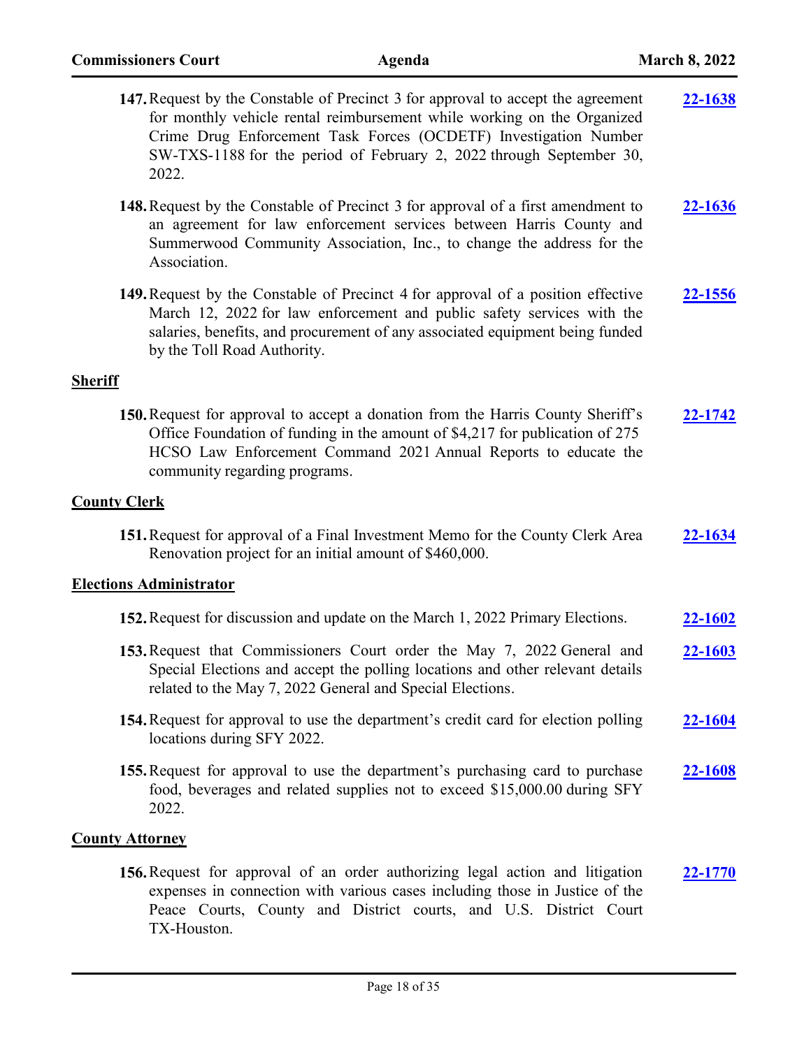147. Request by the Constable of Precinct 3 for approval to accept the agreement for monthly vehicle rental reimbursement while working on the Organized Crime Drug Enforcement Task Forces (OCDETF) Investigation Number SW-TXS-1188 for the period of February 2, 2022 through September 30, 2022. **22-1638**

148. Request by the Constable of Precinct 3 for approval of a first amendment to an agreement for law enforcement services between Harris County and Summerwood Community Association, Inc., to change the address for the Association. **22-1636**

149. Request by the Constable of Precinct 4 for approval of a position effective March 12, 2022 for law enforcement and public safety services with the salaries, benefits, and procurement of any associated equipment being funded by the Toll Road Authority. **22-1556**

## Sheriff

150. Request for approval to accept a donation from the Harris County Sheriff's Office Foundation of funding in the amount of $4,217 for publication of 275 HCSO Law Enforcement Command 2021 Annual Reports to educate the community regarding programs. **22-1742**

## County Clerk

151. Request for approval of a Final Investment Memo for the County Clerk Area Renovation project for an initial amount of $460,000. **22-1634**

## Elections Administrator

152. Request for discussion and update on the March 1, 2022 Primary Elections. **22-1602**

153. Request that Commissioners Court order the May 7, 2022 General and Special Elections and accept the polling locations and other relevant details related to the May 7, 2022 General and Special Elections. **22-1603**

154. Request for approval to use the department's credit card for election polling locations during SFY 2022. **22-1604**

155. Request for approval to use the department's purchasing card to purchase food, beverages and related supplies not to exceed $15,000.00 during SFY 2022. **22-1608**

## County Attorney

156. Request for approval of an order authorizing legal action and litigation expenses in connection with various cases including those in Justice of the Peace Courts, County and District courts, and U.S. District Court TX-Houston. **22-1770**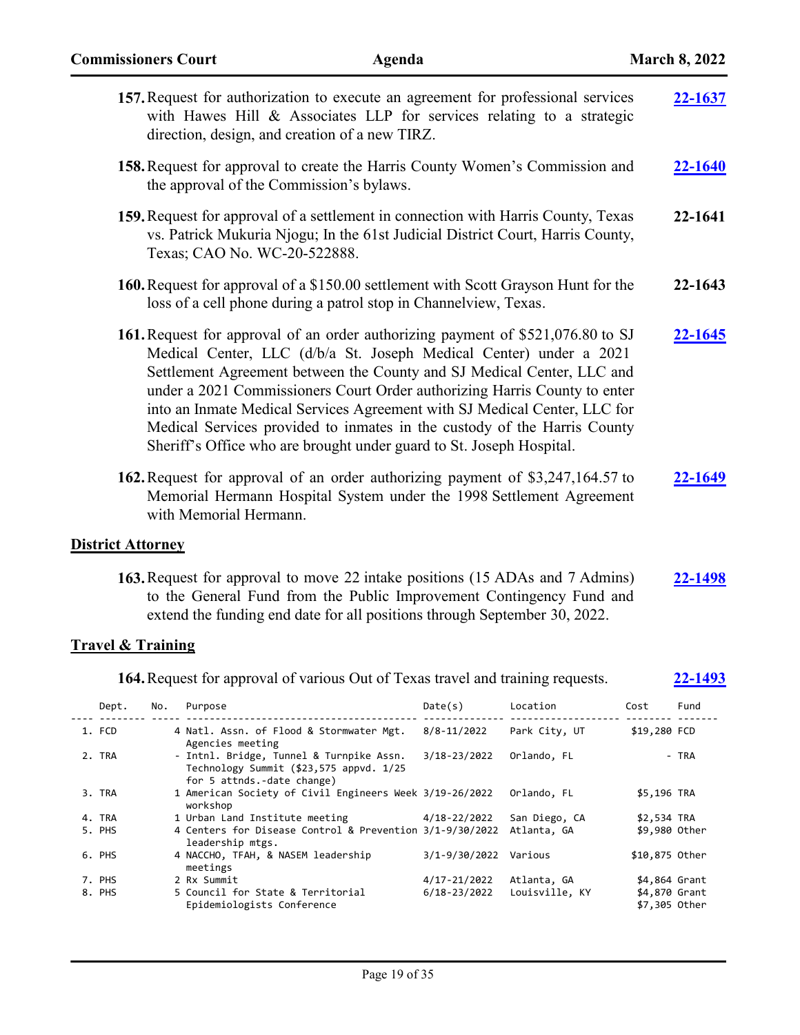157. Request for authorization to execute an agreement for professional services with Hawes Hill & Associates LLP for services relating to a strategic direction, design, and creation of a new TIRZ. **22-1637**

158. Request for approval to create the Harris County Women's Commission and the approval of the Commission's bylaws. **22-1640**

159. Request for approval of a settlement in connection with Harris County, Texas vs. Patrick Mukuria Njogu; In the 61st Judicial District Court, Harris County, Texas; CAO No. WC-20-522888. **22-1641**

160. Request for approval of a $150.00 settlement with Scott Grayson Hunt for the loss of a cell phone during a patrol stop in Channelview, Texas. **22-1643**

161. Request for approval of an order authorizing payment of $521,076.80 to SJ Medical Center, LLC (d/b/a St. Joseph Medical Center) under a 2021 Settlement Agreement between the County and SJ Medical Center, LLC and under a 2021 Commissioners Court Order authorizing Harris County to enter into an Inmate Medical Services Agreement with SJ Medical Center, LLC for Medical Services provided to inmates in the custody of the Harris County Sheriff's Office who are brought under guard to St. Joseph Hospital. **22-1645**

162. Request for approval of an order authorizing payment of $3,247,164.57 to Memorial Hermann Hospital System under the 1998 Settlement Agreement with Memorial Hermann. **22-1649**

## District Attorney

163. Request for approval to move 22 intake positions (15 ADAs and 7 Admins) to the General Fund from the Public Improvement Contingency Fund and extend the funding end date for all positions through September 30, 2022. **22-1498**

## Travel & Training

164. Request for approval of various Out of Texas travel and training requests. **22-1493**

| | Dept. | No. | Purpose | Date(s) | Location | Cost | Fund |
|---|---|---|---|---|---|---|---|
| 1. | FCD | 4 | Natl. Assn. of Flood & Stormwater Mgt. Agencies meeting | 8/8-11/2022 | Park City, UT | $19,280 | FCD |
| 2. | TRA | - | Intnl. Bridge, Tunnel & Turnpike Assn. Technology Summit ($23,575 appvd. 1/25 for 5 attnds.-date change) | 3/18-23/2022 | Orlando, FL | - | TRA |
| 3. | TRA | 1 | American Society of Civil Engineers Week workshop | 3/19-26/2022 | Orlando, FL | $5,196 | TRA |
| 4. | TRA | 1 | Urban Land Institute meeting | 4/18-22/2022 | San Diego, CA | $2,534 | TRA |
| 5. | PHS | 4 | Centers for Disease Control & Prevention leadership mtgs. | 3/1-9/30/2022 | Atlanta, GA | $9,980 | Other |
| 6. | PHS | 4 | NACCHO, TFAH, & NASEM leadership meetings | 3/1-9/30/2022 | Various | $10,875 | Other |
| 7. | PHS | 2 | Rx Summit | 4/17-21/2022 | Atlanta, GA | $4,864 | Grant |
| 8. | PHS | 5 | Council for State & Territorial Epidemiologists Conference | 6/18-23/2022 | Louisville, KY | $4,870<br>$7,305 | Grant<br>Other |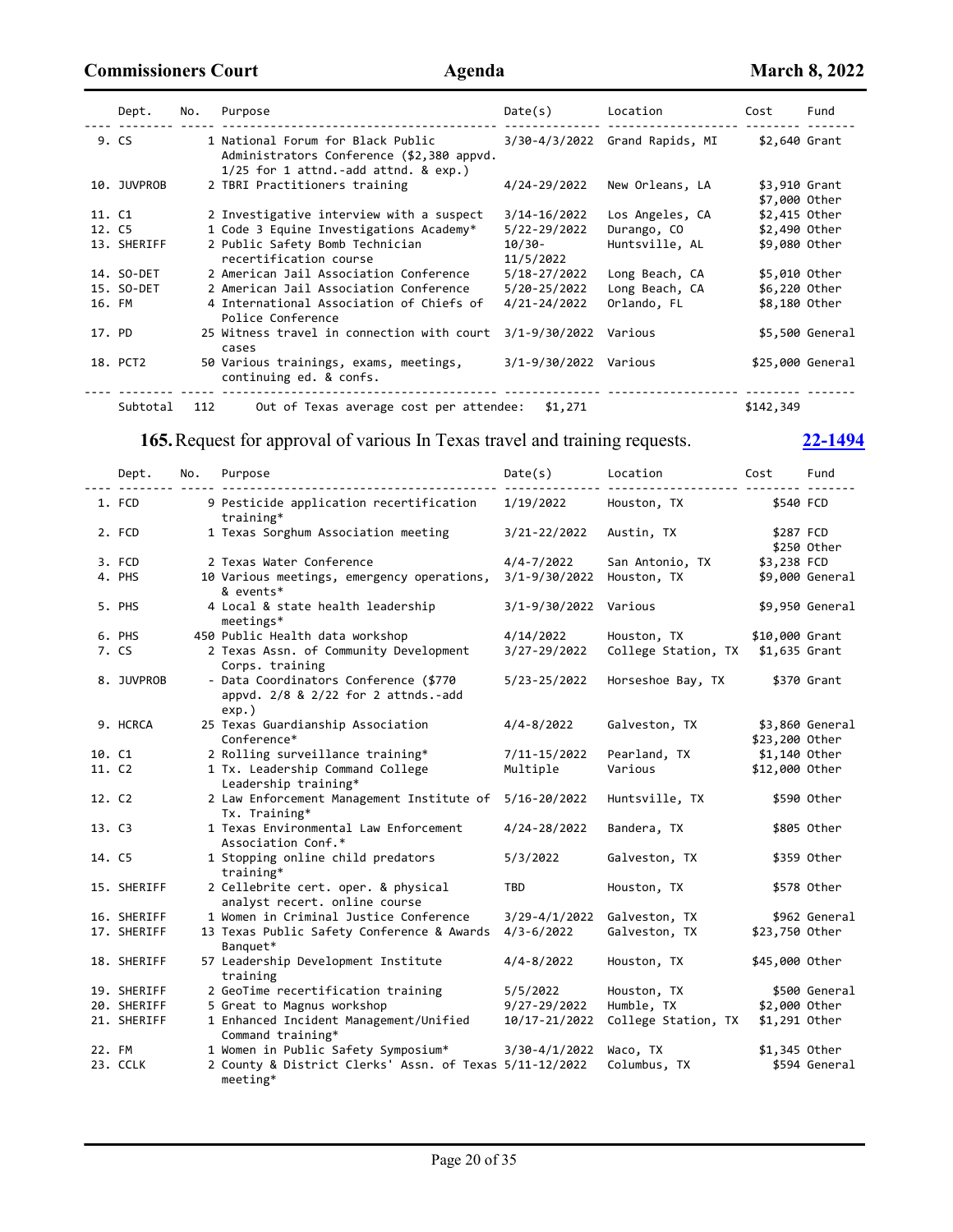| | Dept. | No. | Purpose | Date(s) | Location | Cost | Fund |
|---|---|---|---|---|---|---|---|
| 9. | CS | 1 | National Forum for Black Public Administrators Conference ($2,380 appvd. 1/25 for 1 attnd.-add attnd. & exp.) | 3/30-4/3/2022 | Grand Rapids, MI | $2,640 | Grant |
| 10. | JUVPROB | 2 | TBRI Practitioners training | 4/24-29/2022 | New Orleans, LA | $3,910<br>$7,000 | Grant<br>Other |
| 11. | C1 | 2 | Investigative interview with a suspect | 3/14-16/2022 | Los Angeles, CA | $2,415 | Other |
| 12. | C5 | 1 | Code 3 Equine Investigations Academy* | 5/22-29/2022 | Durango, CO | $2,490 | Other |
| 13. | SHERIFF | 2 | Public Safety Bomb Technician recertification course | 10/30-11/5/2022 | Huntsville, AL | $9,080 | Other |
| 14. | SO-DET | 2 | American Jail Association Conference | 5/18-27/2022 | Long Beach, CA | $5,010 | Other |
| 15. | SO-DET | 2 | American Jail Association Conference | 5/20-25/2022 | Long Beach, CA | $6,220 | Other |
| 16. | FM | 4 | International Association of Chiefs of Police Conference | 4/21-24/2022 | Orlando, FL | $8,180 | Other |
| 17. | PD | 25 | Witness travel in connection with court cases | 3/1-9/30/2022 | Various | $5,500 | General |
| 18. | PCT2 | 50 | Various trainings, exams, meetings, continuing ed. & confs. | 3/1-9/30/2022 | Various | $25,000 | General |
| | Subtotal | 112 | Out of Texas average cost per attendee: | $1,271 | | $142,349 | |

**165.** Request for approval of various In Texas travel and training requests. **22-1494**

| | Dept. | No. | Purpose | Date(s) | Location | Cost | Fund |
|---|---|---|---|---|---|---|---|
| 1. | FCD | 9 | Pesticide application recertification training* | 1/19/2022 | Houston, TX | $540 | FCD |
| 2. | FCD | 1 | Texas Sorghum Association meeting | 3/21-22/2022 | Austin, TX | $287<br>$250 | FCD<br>Other |
| 3. | FCD | 2 | Texas Water Conference | 4/4-7/2022 | San Antonio, TX | $3,238 | FCD |
| 4. | PHS | 10 | Various meetings, emergency operations, & events* | 3/1-9/30/2022 | Houston, TX | $9,000 | General |
| 5. | PHS | 4 | Local & state health leadership meetings* | 3/1-9/30/2022 | Various | $9,950 | General |
| 6. | PHS | 450 | Public Health data workshop | 4/14/2022 | Houston, TX | $10,000 | Grant |
| 7. | CS | 2 | Texas Assn. of Community Development Corps. training | 3/27-29/2022 | College Station, TX | $1,635 | Grant |
| 8. | JUVPROB | - | Data Coordinators Conference ($770 appvd. 2/8 & 2/22 for 2 attnds.-add exp.) | 5/23-25/2022 | Horseshoe Bay, TX | $370 | Grant |
| 9. | HCRCA | 25 | Texas Guardianship Association Conference* | 4/4-8/2022 | Galveston, TX | $3,860<br>$23,200 | General<br>Other |
| 10. | C1 | 2 | Rolling surveillance training* | 7/11-15/2022 | Pearland, TX | $1,140 | Other |
| 11. | C2 | 1 | Tx. Leadership Command College Leadership training* | Multiple | Various | $12,000 | Other |
| 12. | C2 | 2 | Law Enforcement Management Institute of Tx. Training* | 5/16-20/2022 | Huntsville, TX | $590 | Other |
| 13. | C3 | 1 | Texas Environmental Law Enforcement Association Conf.* | 4/24-28/2022 | Bandera, TX | $805 | Other |
| 14. | C5 | 1 | Stopping online child predators training* | 5/3/2022 | Galveston, TX | $359 | Other |
| 15. | SHERIFF | 2 | Cellebrite cert. oper. & physical analyst recert. online course | TBD | Houston, TX | $578 | Other |
| 16. | SHERIFF | 1 | Women in Criminal Justice Conference | 3/29-4/1/2022 | Galveston, TX | $962 | General |
| 17. | SHERIFF | 13 | Texas Public Safety Conference & Awards Banquet* | 4/3-6/2022 | Galveston, TX | $23,750 | Other |
| 18. | SHERIFF | 57 | Leadership Development Institute training | 4/4-8/2022 | Houston, TX | $45,000 | Other |
| 19. | SHERIFF | 2 | GeoTime recertification training | 5/5/2022 | Houston, TX | $500 | General |
| 20. | SHERIFF | 5 | Great to Magnus workshop | 9/27-29/2022 | Humble, TX | $2,000 | Other |
| 21. | SHERIFF | 1 | Enhanced Incident Management/Unified Command training* | 10/17-21/2022 | College Station, TX | $1,291 | Other |
| 22. | FM | 1 | Women in Public Safety Symposium* | 3/30-4/1/2022 | Waco, TX | $1,345 | Other |
| 23. | CCLK | 2 | County & District Clerks' Assn. of Texas meeting* | 5/11-12/2022 | Columbus, TX | $594 | General |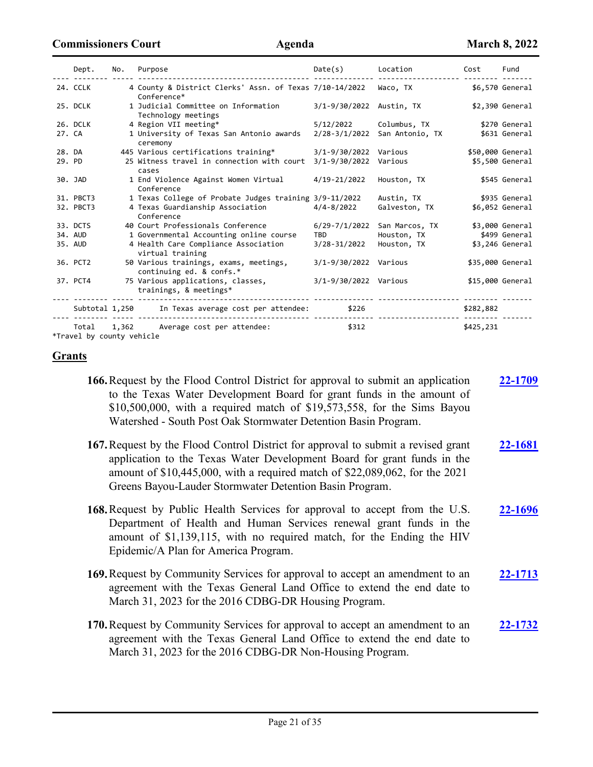| | Dept. | No. | Purpose | Date(s) | Location | Cost | Fund |
|---|---|---|---|---|---|---|---|
| 24. | CCLK | 4 | County & District Clerks' Assn. of Texas Conference* | 7/10-14/2022 | Waco, TX | $6,570 | General |
| 25. | DCLK | 1 | Judicial Committee on Information Technology meetings | 3/1-9/30/2022 | Austin, TX | $2,390 | General |
| 26. | DCLK | 4 | Region VII meeting* | 5/12/2022 | Columbus, TX | $270 | General |
| 27. | CA | 1 | University of Texas San Antonio awards ceremony | 2/28-3/1/2022 | San Antonio, TX | $631 | General |
| 28. | DA | 445 | Various certifications training* | 3/1-9/30/2022 | Various | $50,000 | General |
| 29. | PD | 25 | Witness travel in connection with court cases | 3/1-9/30/2022 | Various | $5,500 | General |
| 30. | JAD | 1 | End Violence Against Women Virtual Conference | 4/19-21/2022 | Houston, TX | $545 | General |
| 31. | PBCT3 | 1 | Texas College of Probate Judges training | 3/9-11/2022 | Austin, TX | $935 | General |
| 32. | PBCT3 | 4 | Texas Guardianship Association Conference | 4/4-8/2022 | Galveston, TX | $6,052 | General |
| 33. | DCTS | 40 | Court Professionals Conference | 6/29-7/1/2022 | San Marcos, TX | $3,000 | General |
| 34. | AUD | 1 | Governmental Accounting online course | TBD | Houston, TX | $499 | General |
| 35. | AUD | 4 | Health Care Compliance Association virtual training | 3/28-31/2022 | Houston, TX | $3,246 | General |
| 36. | PCT2 | 50 | Various trainings, exams, meetings, continuing ed. & confs.* | 3/1-9/30/2022 | Various | $35,000 | General |
| 37. | PCT4 | 75 | Various applications, classes, trainings, & meetings* | 3/1-9/30/2022 | Various | $15,000 | General |
| | Subtotal | 1,250 | In Texas average cost per attendee: | $226 | | $282,882 | |
| | Total | 1,362 | Average cost per attendee: | $312 | | $425,231 | |

*Travel by county vehicle

## Grants

**166.** Request by the Flood Control District for approval to submit an application to the Texas Water Development Board for grant funds in the amount of $10,500,000, with a required match of $19,573,558, for the Sims Bayou Watershed - South Post Oak Stormwater Detention Basin Program. **22-1709**

**167.** Request by the Flood Control District for approval to submit a revised grant application to the Texas Water Development Board for grant funds in the amount of $10,445,000, with a required match of $22,089,062, for the 2021 Greens Bayou-Lauder Stormwater Detention Basin Program. **22-1681**

**168.** Request by Public Health Services for approval to accept from the U.S. Department of Health and Human Services renewal grant funds in the amount of $1,139,115, with no required match, for the Ending the HIV Epidemic/A Plan for America Program. **22-1696**

**169.** Request by Community Services for approval to accept an amendment to an agreement with the Texas General Land Office to extend the end date to March 31, 2023 for the 2016 CDBG-DR Housing Program. **22-1713**

**170.** Request by Community Services for approval to accept an amendment to an agreement with the Texas General Land Office to extend the end date to March 31, 2023 for the 2016 CDBG-DR Non-Housing Program. **22-1732**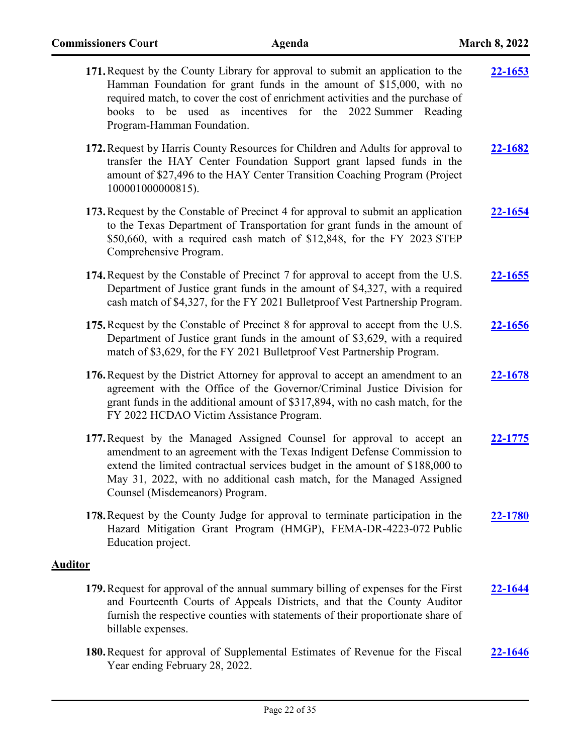171. Request by the County Library for approval to submit an application to the Hamman Foundation for grant funds in the amount of $15,000, with no required match, to cover the cost of enrichment activities and the purchase of books to be used as incentives for the 2022 Summer Reading Program-Hamman Foundation. **22-1653**

172. Request by Harris County Resources for Children and Adults for approval to transfer the HAY Center Foundation Support grant lapsed funds in the amount of $27,496 to the HAY Center Transition Coaching Program (Project 100001000000815). **22-1682**

173. Request by the Constable of Precinct 4 for approval to submit an application to the Texas Department of Transportation for grant funds in the amount of $50,660, with a required cash match of $12,848, for the FY 2023 STEP Comprehensive Program. **22-1654**

174. Request by the Constable of Precinct 7 for approval to accept from the U.S. Department of Justice grant funds in the amount of $4,327, with a required cash match of $4,327, for the FY 2021 Bulletproof Vest Partnership Program. **22-1655**

175. Request by the Constable of Precinct 8 for approval to accept from the U.S. Department of Justice grant funds in the amount of $3,629, with a required match of $3,629, for the FY 2021 Bulletproof Vest Partnership Program. **22-1656**

176. Request by the District Attorney for approval to accept an amendment to an agreement with the Office of the Governor/Criminal Justice Division for grant funds in the additional amount of $317,894, with no cash match, for the FY 2022 HCDAO Victim Assistance Program. **22-1678**

177. Request by the Managed Assigned Counsel for approval to accept an amendment to an agreement with the Texas Indigent Defense Commission to extend the limited contractual services budget in the amount of $188,000 to May 31, 2022, with no additional cash match, for the Managed Assigned Counsel (Misdemeanors) Program. **22-1775**

178. Request by the County Judge for approval to terminate participation in the Hazard Mitigation Grant Program (HMGP), FEMA-DR-4223-072 Public Education project. **22-1780**

## Auditor

179. Request for approval of the annual summary billing of expenses for the First and Fourteenth Courts of Appeals Districts, and that the County Auditor furnish the respective counties with statements of their proportionate share of billable expenses. **22-1644**

180. Request for approval of Supplemental Estimates of Revenue for the Fiscal Year ending February 28, 2022. **22-1646**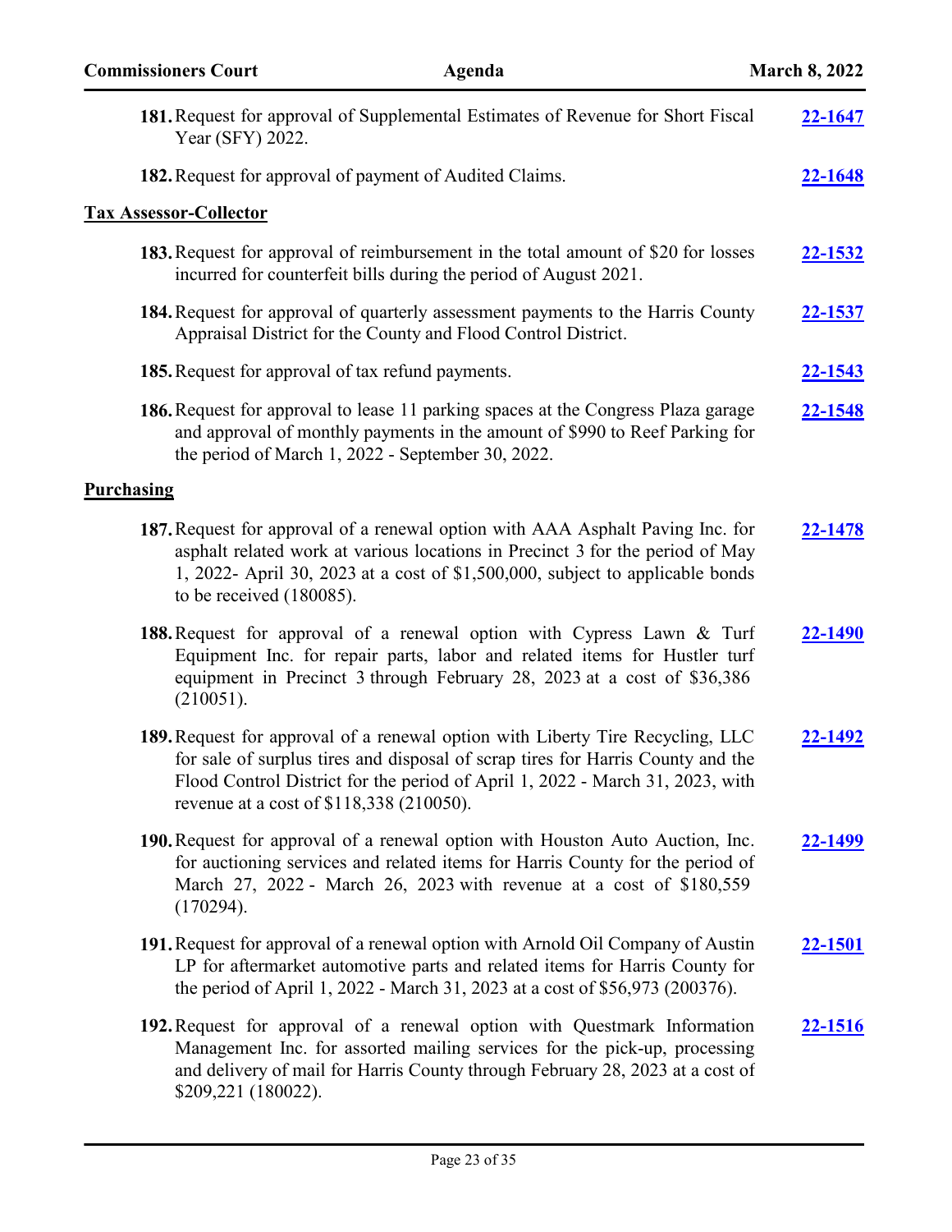181. Request for approval of Supplemental Estimates of Revenue for Short Fiscal Year (SFY) 2022. **22-1647**

182. Request for approval of payment of Audited Claims. **22-1648**

## Tax Assessor-Collector

183. Request for approval of reimbursement in the total amount of $20 for losses incurred for counterfeit bills during the period of August 2021. **22-1532**

184. Request for approval of quarterly assessment payments to the Harris County Appraisal District for the County and Flood Control District. **22-1537**

185. Request for approval of tax refund payments. **22-1543**

186. Request for approval to lease 11 parking spaces at the Congress Plaza garage and approval of monthly payments in the amount of $990 to Reef Parking for the period of March 1, 2022 - September 30, 2022. **22-1548**

## Purchasing

187. Request for approval of a renewal option with AAA Asphalt Paving Inc. for asphalt related work at various locations in Precinct 3 for the period of May 1, 2022- April 30, 2023 at a cost of $1,500,000, subject to applicable bonds to be received (180085). **22-1478**

188. Request for approval of a renewal option with Cypress Lawn & Turf Equipment Inc. for repair parts, labor and related items for Hustler turf equipment in Precinct 3 through February 28, 2023 at a cost of $36,386 (210051). **22-1490**

189. Request for approval of a renewal option with Liberty Tire Recycling, LLC for sale of surplus tires and disposal of scrap tires for Harris County and the Flood Control District for the period of April 1, 2022 - March 31, 2023, with revenue at a cost of $118,338 (210050). **22-1492**

190. Request for approval of a renewal option with Houston Auto Auction, Inc. for auctioning services and related items for Harris County for the period of March 27, 2022 - March 26, 2023 with revenue at a cost of $180,559 (170294). **22-1499**

191. Request for approval of a renewal option with Arnold Oil Company of Austin LP for aftermarket automotive parts and related items for Harris County for the period of April 1, 2022 - March 31, 2023 at a cost of $56,973 (200376). **22-1501**

192. Request for approval of a renewal option with Questmark Information Management Inc. for assorted mailing services for the pick-up, processing and delivery of mail for Harris County through February 28, 2023 at a cost of $209,221 (180022). **22-1516**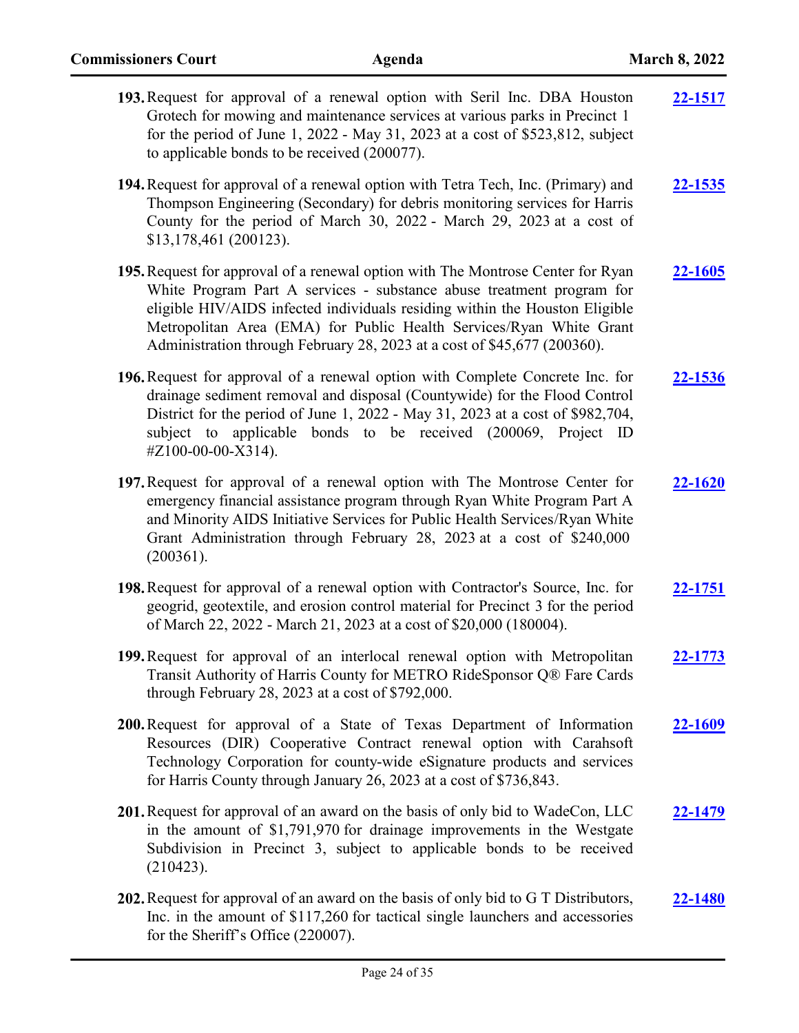193. Request for approval of a renewal option with Seril Inc. DBA Houston Grotech for mowing and maintenance services at various parks in Precinct 1 for the period of June 1, 2022 - May 31, 2023 at a cost of $523,812, subject to applicable bonds to be received (200077). **22-1517**

194. Request for approval of a renewal option with Tetra Tech, Inc. (Primary) and Thompson Engineering (Secondary) for debris monitoring services for Harris County for the period of March 30, 2022 - March 29, 2023 at a cost of $13,178,461 (200123). **22-1535**

195. Request for approval of a renewal option with The Montrose Center for Ryan White Program Part A services - substance abuse treatment program for eligible HIV/AIDS infected individuals residing within the Houston Eligible Metropolitan Area (EMA) for Public Health Services/Ryan White Grant Administration through February 28, 2023 at a cost of $45,677 (200360). **22-1605**

196. Request for approval of a renewal option with Complete Concrete Inc. for drainage sediment removal and disposal (Countywide) for the Flood Control District for the period of June 1, 2022 - May 31, 2023 at a cost of $982,704, subject to applicable bonds to be received (200069, Project ID #Z100-00-00-X314). **22-1536**

197. Request for approval of a renewal option with The Montrose Center for emergency financial assistance program through Ryan White Program Part A and Minority AIDS Initiative Services for Public Health Services/Ryan White Grant Administration through February 28, 2023 at a cost of $240,000 (200361). **22-1620**

198. Request for approval of a renewal option with Contractor's Source, Inc. for geogrid, geotextile, and erosion control material for Precinct 3 for the period of March 22, 2022 - March 21, 2023 at a cost of $20,000 (180004). **22-1751**

199. Request for approval of an interlocal renewal option with Metropolitan Transit Authority of Harris County for METRO RideSponsor Q® Fare Cards through February 28, 2023 at a cost of $792,000. **22-1773**

200. Request for approval of a State of Texas Department of Information Resources (DIR) Cooperative Contract renewal option with Carahsoft Technology Corporation for county-wide eSignature products and services for Harris County through January 26, 2023 at a cost of $736,843. **22-1609**

201. Request for approval of an award on the basis of only bid to WadeCon, LLC in the amount of $1,791,970 for drainage improvements in the Westgate Subdivision in Precinct 3, subject to applicable bonds to be received (210423). **22-1479**

202. Request for approval of an award on the basis of only bid to G T Distributors, Inc. in the amount of $117,260 for tactical single launchers and accessories for the Sheriff's Office (220007). **22-1480**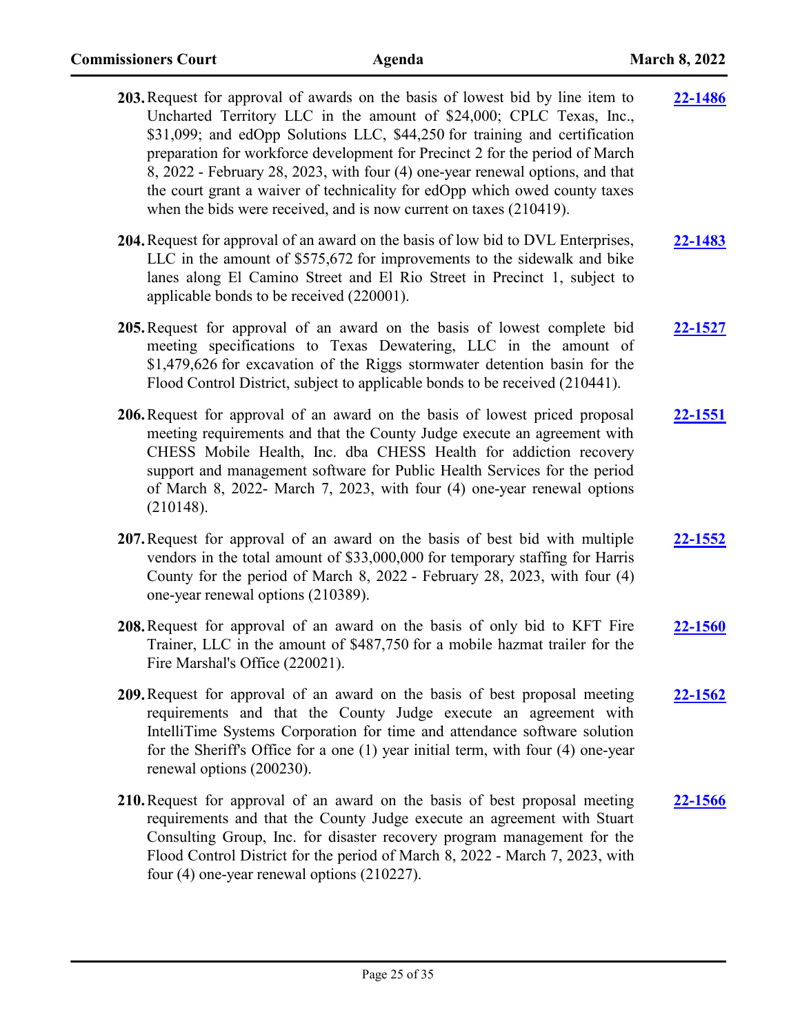**203.** Request for approval of awards on the basis of lowest bid by line item to Uncharted Territory LLC in the amount of $24,000; CPLC Texas, Inc., $31,099; and edOpp Solutions LLC, $44,250 for training and certification preparation for workforce development for Precinct 2 for the period of March 8, 2022 - February 28, 2023, with four (4) one-year renewal options, and that the court grant a waiver of technicality for edOpp which owed county taxes when the bids were received, and is now current on taxes (210419). **22-1486**

**204.** Request for approval of an award on the basis of low bid to DVL Enterprises, LLC in the amount of $575,672 for improvements to the sidewalk and bike lanes along El Camino Street and El Rio Street in Precinct 1, subject to applicable bonds to be received (220001). **22-1483**

**205.** Request for approval of an award on the basis of lowest complete bid meeting specifications to Texas Dewatering, LLC in the amount of $1,479,626 for excavation of the Riggs stormwater detention basin for the Flood Control District, subject to applicable bonds to be received (210441). **22-1527**

**206.** Request for approval of an award on the basis of lowest priced proposal meeting requirements and that the County Judge execute an agreement with CHESS Mobile Health, Inc. dba CHESS Health for addiction recovery support and management software for Public Health Services for the period of March 8, 2022- March 7, 2023, with four (4) one-year renewal options (210148). **22-1551**

**207.** Request for approval of an award on the basis of best bid with multiple vendors in the total amount of $33,000,000 for temporary staffing for Harris County for the period of March 8, 2022 - February 28, 2023, with four (4) one-year renewal options (210389). **22-1552**

**208.** Request for approval of an award on the basis of only bid to KFT Fire Trainer, LLC in the amount of $487,750 for a mobile hazmat trailer for the Fire Marshal's Office (220021). **22-1560**

**209.** Request for approval of an award on the basis of best proposal meeting requirements and that the County Judge execute an agreement with IntelliTime Systems Corporation for time and attendance software solution for the Sheriff's Office for a one (1) year initial term, with four (4) one-year renewal options (200230). **22-1562**

**210.** Request for approval of an award on the basis of best proposal meeting requirements and that the County Judge execute an agreement with Stuart Consulting Group, Inc. for disaster recovery program management for the Flood Control District for the period of March 8, 2022 - March 7, 2023, with four (4) one-year renewal options (210227). **22-1566**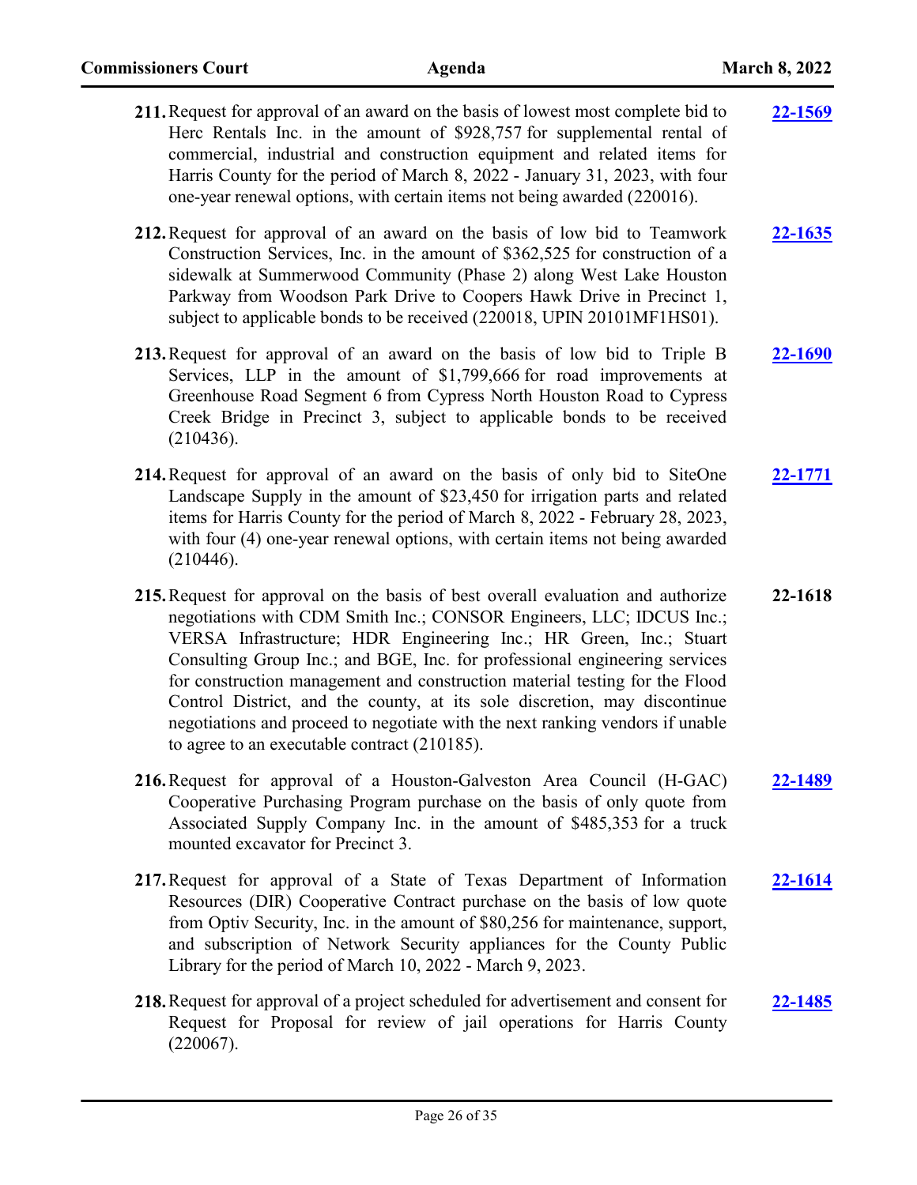211. Request for approval of an award on the basis of lowest most complete bid to Herc Rentals Inc. in the amount of $928,757 for supplemental rental of commercial, industrial and construction equipment and related items for Harris County for the period of March 8, 2022 - January 31, 2023, with four one-year renewal options, with certain items not being awarded (220016). **22-1569**

212. Request for approval of an award on the basis of low bid to Teamwork Construction Services, Inc. in the amount of $362,525 for construction of a sidewalk at Summerwood Community (Phase 2) along West Lake Houston Parkway from Woodson Park Drive to Coopers Hawk Drive in Precinct 1, subject to applicable bonds to be received (220018, UPIN 20101MF1HS01). **22-1635**

213. Request for approval of an award on the basis of low bid to Triple B Services, LLP in the amount of $1,799,666 for road improvements at Greenhouse Road Segment 6 from Cypress North Houston Road to Cypress Creek Bridge in Precinct 3, subject to applicable bonds to be received (210436). **22-1690**

214. Request for approval of an award on the basis of only bid to SiteOne Landscape Supply in the amount of $23,450 for irrigation parts and related items for Harris County for the period of March 8, 2022 - February 28, 2023, with four (4) one-year renewal options, with certain items not being awarded (210446). **22-1771**

215. Request for approval on the basis of best overall evaluation and authorize negotiations with CDM Smith Inc.; CONSOR Engineers, LLC; IDCUS Inc.; VERSA Infrastructure; HDR Engineering Inc.; HR Green, Inc.; Stuart Consulting Group Inc.; and BGE, Inc. for professional engineering services for construction management and construction material testing for the Flood Control District, and the county, at its sole discretion, may discontinue negotiations and proceed to negotiate with the next ranking vendors if unable to agree to an executable contract (210185). **22-1618**

216. Request for approval of a Houston-Galveston Area Council (H-GAC) Cooperative Purchasing Program purchase on the basis of only quote from Associated Supply Company Inc. in the amount of $485,353 for a truck mounted excavator for Precinct 3. **22-1489**

217. Request for approval of a State of Texas Department of Information Resources (DIR) Cooperative Contract purchase on the basis of low quote from Optiv Security, Inc. in the amount of $80,256 for maintenance, support, and subscription of Network Security appliances for the County Public Library for the period of March 10, 2022 - March 9, 2023. **22-1614**

218. Request for approval of a project scheduled for advertisement and consent for Request for Proposal for review of jail operations for Harris County (220067). **22-1485**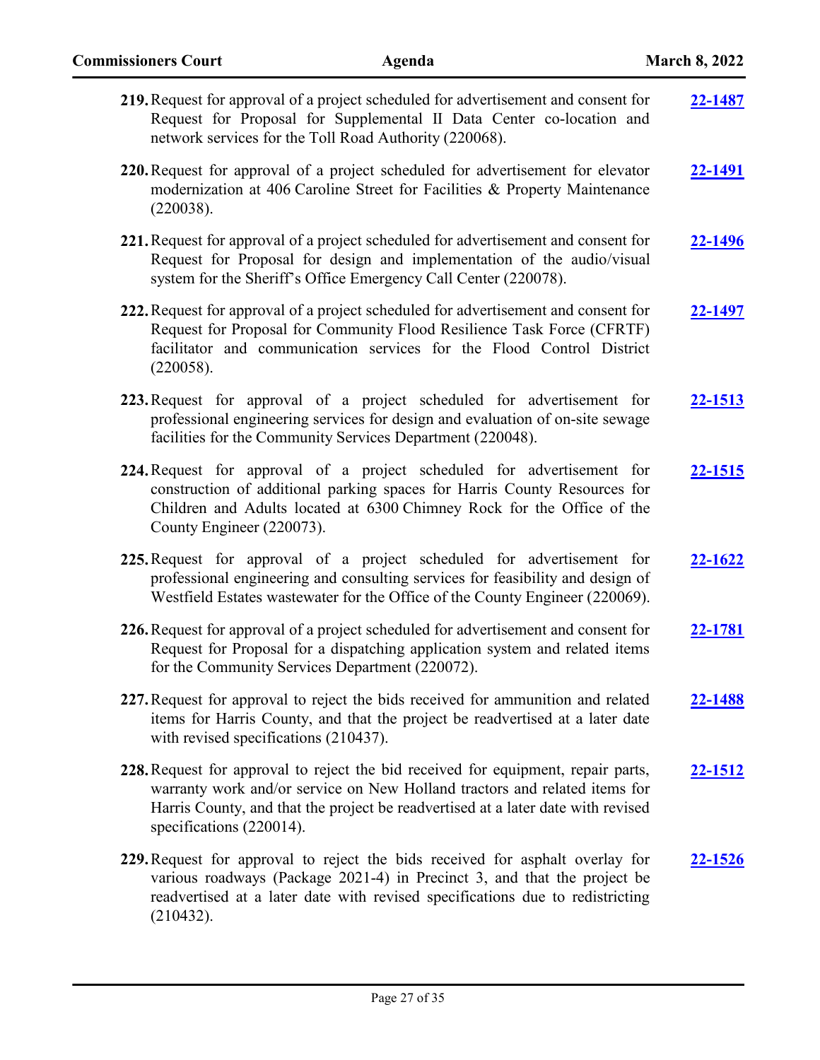219. Request for approval of a project scheduled for advertisement and consent for Request for Proposal for Supplemental II Data Center co-location and network services for the Toll Road Authority (220068). **22-1487**

220. Request for approval of a project scheduled for advertisement for elevator modernization at 406 Caroline Street for Facilities & Property Maintenance (220038). **22-1491**

221. Request for approval of a project scheduled for advertisement and consent for Request for Proposal for design and implementation of the audio/visual system for the Sheriff's Office Emergency Call Center (220078). **22-1496**

222. Request for approval of a project scheduled for advertisement and consent for Request for Proposal for Community Flood Resilience Task Force (CFRTF) facilitator and communication services for the Flood Control District (220058). **22-1497**

223. Request for approval of a project scheduled for advertisement for professional engineering services for design and evaluation of on-site sewage facilities for the Community Services Department (220048). **22-1513**

224. Request for approval of a project scheduled for advertisement for construction of additional parking spaces for Harris County Resources for Children and Adults located at 6300 Chimney Rock for the Office of the County Engineer (220073). **22-1515**

225. Request for approval of a project scheduled for advertisement for professional engineering and consulting services for feasibility and design of Westfield Estates wastewater for the Office of the County Engineer (220069). **22-1622**

226. Request for approval of a project scheduled for advertisement and consent for Request for Proposal for a dispatching application system and related items for the Community Services Department (220072). **22-1781**

227. Request for approval to reject the bids received for ammunition and related items for Harris County, and that the project be readvertised at a later date with revised specifications (210437). **22-1488**

228. Request for approval to reject the bid received for equipment, repair parts, warranty work and/or service on New Holland tractors and related items for Harris County, and that the project be readvertised at a later date with revised specifications (220014). **22-1512**

229. Request for approval to reject the bids received for asphalt overlay for various roadways (Package 2021-4) in Precinct 3, and that the project be readvertised at a later date with revised specifications due to redistricting (210432). **22-1526**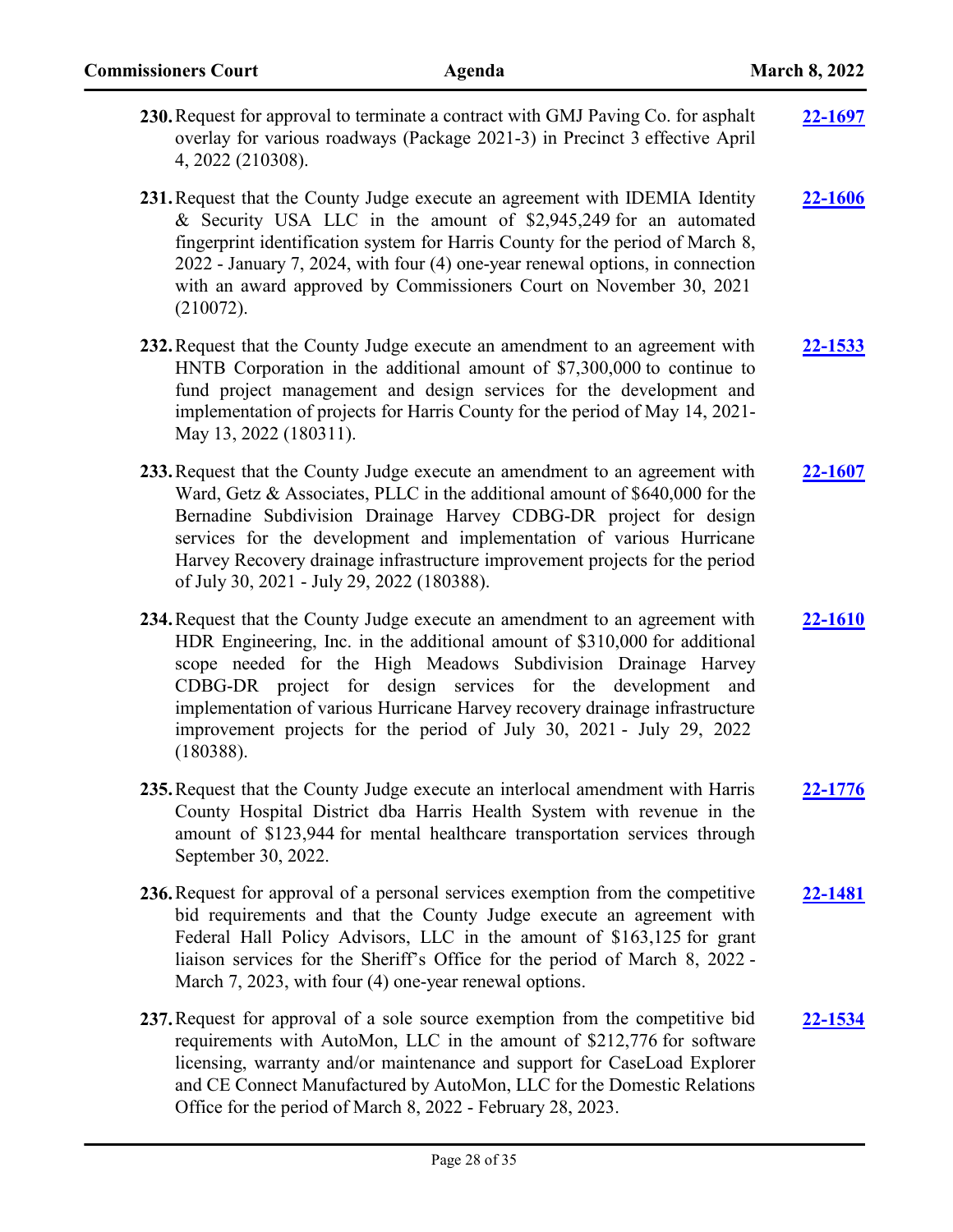230. Request for approval to terminate a contract with GMJ Paving Co. for asphalt overlay for various roadways (Package 2021-3) in Precinct 3 effective April 4, 2022 (210308). **22-1697**

231. Request that the County Judge execute an agreement with IDEMIA Identity & Security USA LLC in the amount of $2,945,249 for an automated fingerprint identification system for Harris County for the period of March 8, 2022 - January 7, 2024, with four (4) one-year renewal options, in connection with an award approved by Commissioners Court on November 30, 2021 (210072). **22-1606**

232. Request that the County Judge execute an amendment to an agreement with HNTB Corporation in the additional amount of $7,300,000 to continue to fund project management and design services for the development and implementation of projects for Harris County for the period of May 14, 2021-May 13, 2022 (180311). **22-1533**

233. Request that the County Judge execute an amendment to an agreement with Ward, Getz & Associates, PLLC in the additional amount of $640,000 for the Bernadine Subdivision Drainage Harvey CDBG-DR project for design services for the development and implementation of various Hurricane Harvey Recovery drainage infrastructure improvement projects for the period of July 30, 2021 - July 29, 2022 (180388). **22-1607**

234. Request that the County Judge execute an amendment to an agreement with HDR Engineering, Inc. in the additional amount of $310,000 for additional scope needed for the High Meadows Subdivision Drainage Harvey CDBG-DR project for design services for the development and implementation of various Hurricane Harvey recovery drainage infrastructure improvement projects for the period of July 30, 2021 - July 29, 2022 (180388). **22-1610**

235. Request that the County Judge execute an interlocal amendment with Harris County Hospital District dba Harris Health System with revenue in the amount of $123,944 for mental healthcare transportation services through September 30, 2022. **22-1776**

236. Request for approval of a personal services exemption from the competitive bid requirements and that the County Judge execute an agreement with Federal Hall Policy Advisors, LLC in the amount of $163,125 for grant liaison services for the Sheriff's Office for the period of March 8, 2022 - March 7, 2023, with four (4) one-year renewal options. **22-1481**

237. Request for approval of a sole source exemption from the competitive bid requirements with AutoMon, LLC in the amount of $212,776 for software licensing, warranty and/or maintenance and support for CaseLoad Explorer and CE Connect Manufactured by AutoMon, LLC for the Domestic Relations Office for the period of March 8, 2022 - February 28, 2023. **22-1534**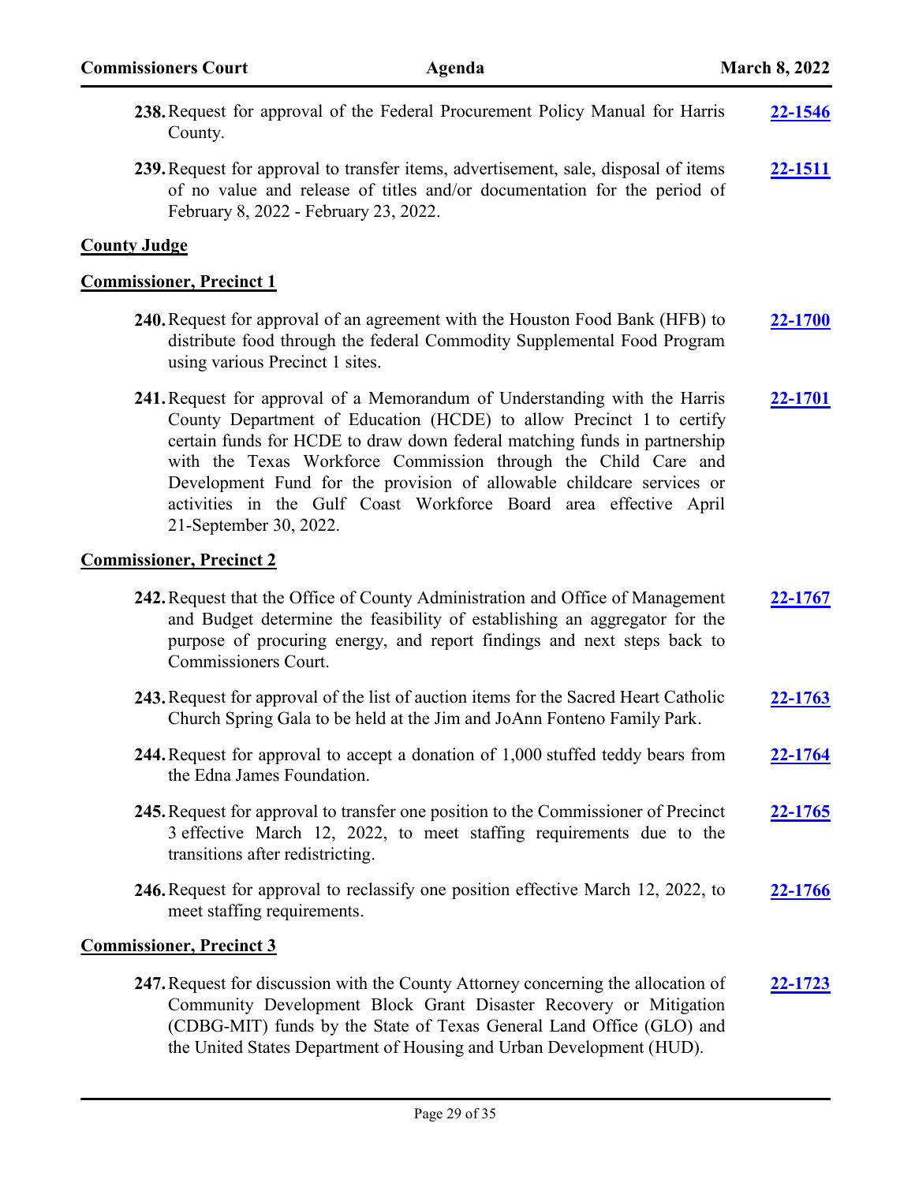238. Request for approval of the Federal Procurement Policy Manual for Harris County. **22-1546**

239. Request for approval to transfer items, advertisement, sale, disposal of items of no value and release of titles and/or documentation for the period of February 8, 2022 - February 23, 2022. **22-1511**

## County Judge

## Commissioner, Precinct 1

240. Request for approval of an agreement with the Houston Food Bank (HFB) to distribute food through the federal Commodity Supplemental Food Program using various Precinct 1 sites. **22-1700**

241. Request for approval of a Memorandum of Understanding with the Harris County Department of Education (HCDE) to allow Precinct 1 to certify certain funds for HCDE to draw down federal matching funds in partnership with the Texas Workforce Commission through the Child Care and Development Fund for the provision of allowable childcare services or activities in the Gulf Coast Workforce Board area effective April 21-September 30, 2022. **22-1701**

## Commissioner, Precinct 2

242. Request that the Office of County Administration and Office of Management and Budget determine the feasibility of establishing an aggregator for the purpose of procuring energy, and report findings and next steps back to Commissioners Court. **22-1767**

243. Request for approval of the list of auction items for the Sacred Heart Catholic Church Spring Gala to be held at the Jim and JoAnn Fonteno Family Park. **22-1763**

244. Request for approval to accept a donation of 1,000 stuffed teddy bears from the Edna James Foundation. **22-1764**

245. Request for approval to transfer one position to the Commissioner of Precinct 3 effective March 12, 2022, to meet staffing requirements due to the transitions after redistricting. **22-1765**

246. Request for approval to reclassify one position effective March 12, 2022, to meet staffing requirements. **22-1766**

## Commissioner, Precinct 3

247. Request for discussion with the County Attorney concerning the allocation of Community Development Block Grant Disaster Recovery or Mitigation (CDBG-MIT) funds by the State of Texas General Land Office (GLO) and the United States Department of Housing and Urban Development (HUD). **22-1723**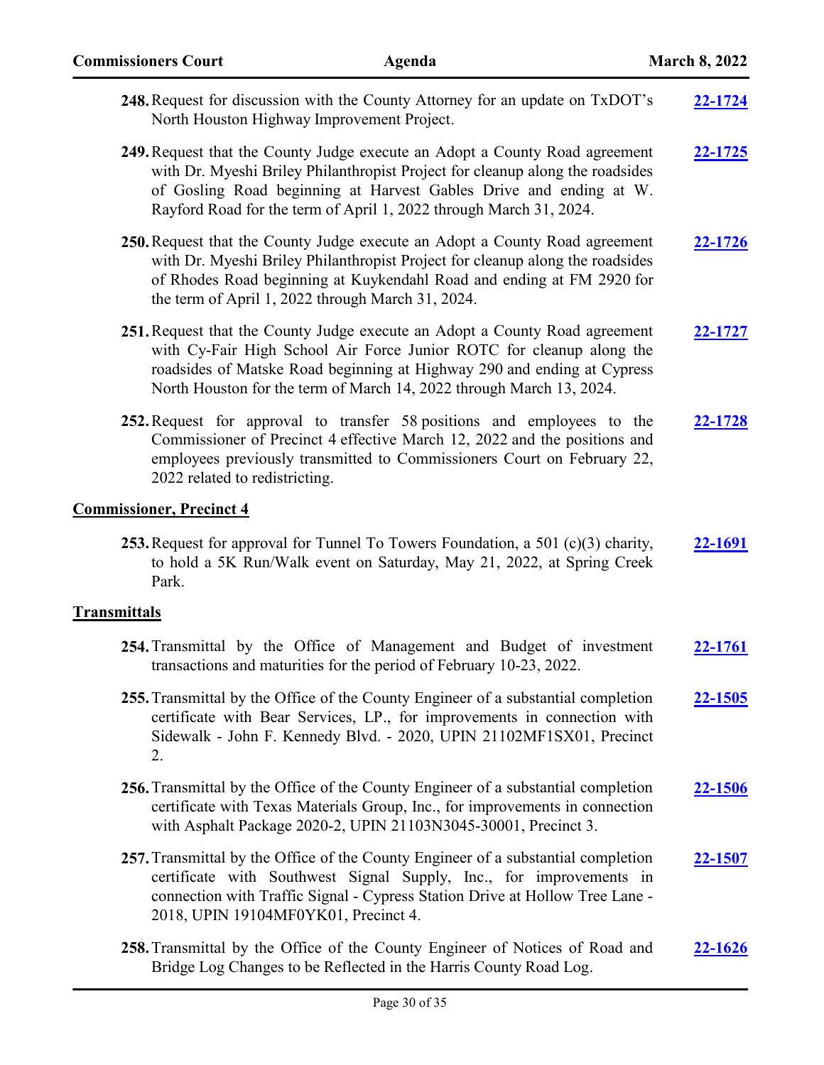248. Request for discussion with the County Attorney for an update on TxDOT's North Houston Highway Improvement Project. **22-1724**

249. Request that the County Judge execute an Adopt a County Road agreement with Dr. Myeshi Briley Philanthropist Project for cleanup along the roadsides of Gosling Road beginning at Harvest Gables Drive and ending at W. Rayford Road for the term of April 1, 2022 through March 31, 2024. **22-1725**

250. Request that the County Judge execute an Adopt a County Road agreement with Dr. Myeshi Briley Philanthropist Project for cleanup along the roadsides of Rhodes Road beginning at Kuykendahl Road and ending at FM 2920 for the term of April 1, 2022 through March 31, 2024. **22-1726**

251. Request that the County Judge execute an Adopt a County Road agreement with Cy-Fair High School Air Force Junior ROTC for cleanup along the roadsides of Matske Road beginning at Highway 290 and ending at Cypress North Houston for the term of March 14, 2022 through March 13, 2024. **22-1727**

252. Request for approval to transfer 58 positions and employees to the Commissioner of Precinct 4 effective March 12, 2022 and the positions and employees previously transmitted to Commissioners Court on February 22, 2022 related to redistricting. **22-1728**

## Commissioner, Precinct 4

253. Request for approval for Tunnel To Towers Foundation, a 501 (c)(3) charity, to hold a 5K Run/Walk event on Saturday, May 21, 2022, at Spring Creek Park. **22-1691**

## Transmittals

254. Transmittal by the Office of Management and Budget of investment transactions and maturities for the period of February 10-23, 2022. **22-1761**

255. Transmittal by the Office of the County Engineer of a substantial completion certificate with Bear Services, LP., for improvements in connection with Sidewalk - John F. Kennedy Blvd. - 2020, UPIN 21102MF1SX01, Precinct 2. **22-1505**

256. Transmittal by the Office of the County Engineer of a substantial completion certificate with Texas Materials Group, Inc., for improvements in connection with Asphalt Package 2020-2, UPIN 21103N3045-30001, Precinct 3. **22-1506**

257. Transmittal by the Office of the County Engineer of a substantial completion certificate with Southwest Signal Supply, Inc., for improvements in connection with Traffic Signal - Cypress Station Drive at Hollow Tree Lane - 2018, UPIN 19104MF0YK01, Precinct 4. **22-1507**

258. Transmittal by the Office of the County Engineer of Notices of Road and Bridge Log Changes to be Reflected in the Harris County Road Log. **22-1626**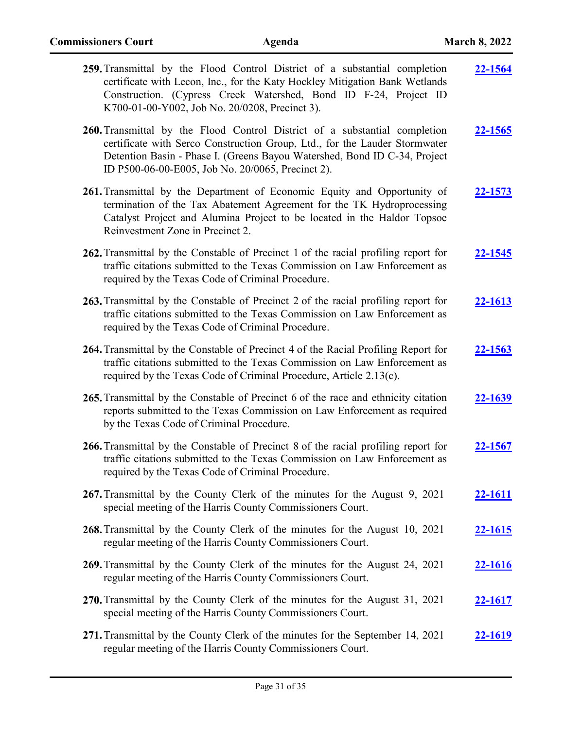259. Transmittal by the Flood Control District of a substantial completion certificate with Lecon, Inc., for the Katy Hockley Mitigation Bank Wetlands Construction. (Cypress Creek Watershed, Bond ID F-24, Project ID K700-01-00-Y002, Job No. 20/0208, Precinct 3). **22-1564**

260. Transmittal by the Flood Control District of a substantial completion certificate with Serco Construction Group, Ltd., for the Lauder Stormwater Detention Basin - Phase I. (Greens Bayou Watershed, Bond ID C-34, Project ID P500-06-00-E005, Job No. 20/0065, Precinct 2). **22-1565**

261. Transmittal by the Department of Economic Equity and Opportunity of termination of the Tax Abatement Agreement for the TK Hydroprocessing Catalyst Project and Alumina Project to be located in the Haldor Topsoe Reinvestment Zone in Precinct 2. **22-1573**

262. Transmittal by the Constable of Precinct 1 of the racial profiling report for traffic citations submitted to the Texas Commission on Law Enforcement as required by the Texas Code of Criminal Procedure. **22-1545**

263. Transmittal by the Constable of Precinct 2 of the racial profiling report for traffic citations submitted to the Texas Commission on Law Enforcement as required by the Texas Code of Criminal Procedure. **22-1613**

264. Transmittal by the Constable of Precinct 4 of the Racial Profiling Report for traffic citations submitted to the Texas Commission on Law Enforcement as required by the Texas Code of Criminal Procedure, Article 2.13(c). **22-1563**

265. Transmittal by the Constable of Precinct 6 of the race and ethnicity citation reports submitted to the Texas Commission on Law Enforcement as required by the Texas Code of Criminal Procedure. **22-1639**

266. Transmittal by the Constable of Precinct 8 of the racial profiling report for traffic citations submitted to the Texas Commission on Law Enforcement as required by the Texas Code of Criminal Procedure. **22-1567**

267. Transmittal by the County Clerk of the minutes for the August 9, 2021 special meeting of the Harris County Commissioners Court. **22-1611**

268. Transmittal by the County Clerk of the minutes for the August 10, 2021 regular meeting of the Harris County Commissioners Court. **22-1615**

269. Transmittal by the County Clerk of the minutes for the August 24, 2021 regular meeting of the Harris County Commissioners Court. **22-1616**

270. Transmittal by the County Clerk of the minutes for the August 31, 2021 special meeting of the Harris County Commissioners Court. **22-1617**

271. Transmittal by the County Clerk of the minutes for the September 14, 2021 regular meeting of the Harris County Commissioners Court. **22-1619**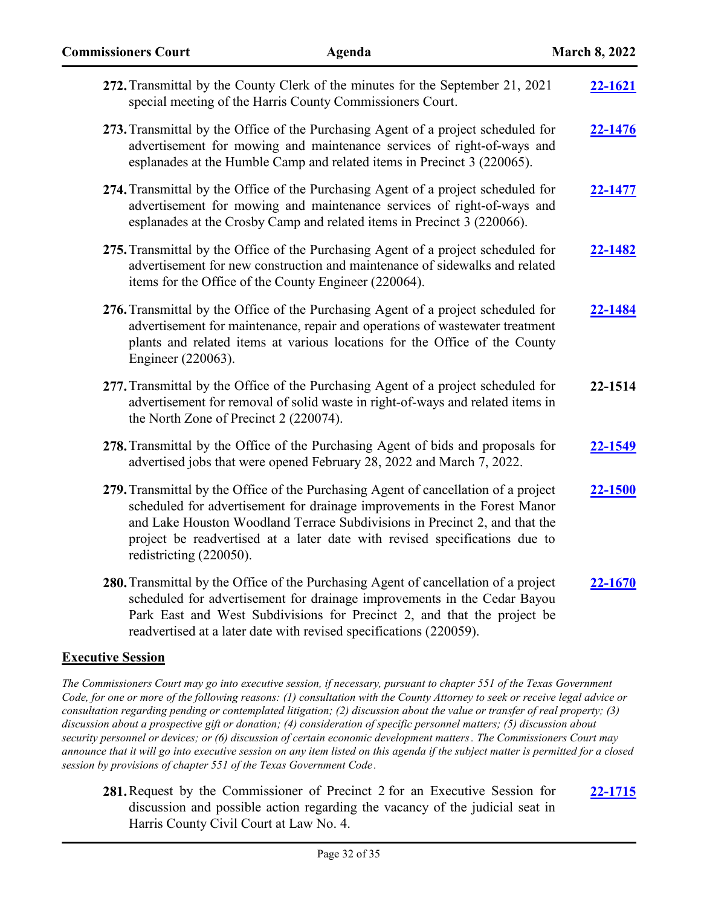272. Transmittal by the County Clerk of the minutes for the September 21, 2021 special meeting of the Harris County Commissioners Court. **22-1621**

273. Transmittal by the Office of the Purchasing Agent of a project scheduled for advertisement for mowing and maintenance services of right-of-ways and esplanades at the Humble Camp and related items in Precinct 3 (220065). **22-1476**

274. Transmittal by the Office of the Purchasing Agent of a project scheduled for advertisement for mowing and maintenance services of right-of-ways and esplanades at the Crosby Camp and related items in Precinct 3 (220066). **22-1477**

275. Transmittal by the Office of the Purchasing Agent of a project scheduled for advertisement for new construction and maintenance of sidewalks and related items for the Office of the County Engineer (220064). **22-1482**

276. Transmittal by the Office of the Purchasing Agent of a project scheduled for advertisement for maintenance, repair and operations of wastewater treatment plants and related items at various locations for the Office of the County Engineer (220063). **22-1484**

277. Transmittal by the Office of the Purchasing Agent of a project scheduled for advertisement for removal of solid waste in right-of-ways and related items in the North Zone of Precinct 2 (220074). **22-1514**

278. Transmittal by the Office of the Purchasing Agent of bids and proposals for advertised jobs that were opened February 28, 2022 and March 7, 2022. **22-1549**

279. Transmittal by the Office of the Purchasing Agent of cancellation of a project scheduled for advertisement for drainage improvements in the Forest Manor and Lake Houston Woodland Terrace Subdivisions in Precinct 2, and that the project be readvertised at a later date with revised specifications due to redistricting (220050). **22-1500**

280. Transmittal by the Office of the Purchasing Agent of cancellation of a project scheduled for advertisement for drainage improvements in the Cedar Bayou Park East and West Subdivisions for Precinct 2, and that the project be readvertised at a later date with revised specifications (220059). **22-1670**

## Executive Session

*The Commissioners Court may go into executive session, if necessary, pursuant to chapter 551 of the Texas Government Code, for one or more of the following reasons: (1) consultation with the County Attorney to seek or receive legal advice or consultation regarding pending or contemplated litigation; (2) discussion about the value or transfer of real property; (3) discussion about a prospective gift or donation; (4) consideration of specific personnel matters; (5) discussion about security personnel or devices; or (6) discussion of certain economic development matters. The Commissioners Court may announce that it will go into executive session on any item listed on this agenda if the subject matter is permitted for a closed session by provisions of chapter 551 of the Texas Government Code.*

281. Request by the Commissioner of Precinct 2 for an Executive Session for discussion and possible action regarding the vacancy of the judicial seat in Harris County Civil Court at Law No. 4. **22-1715**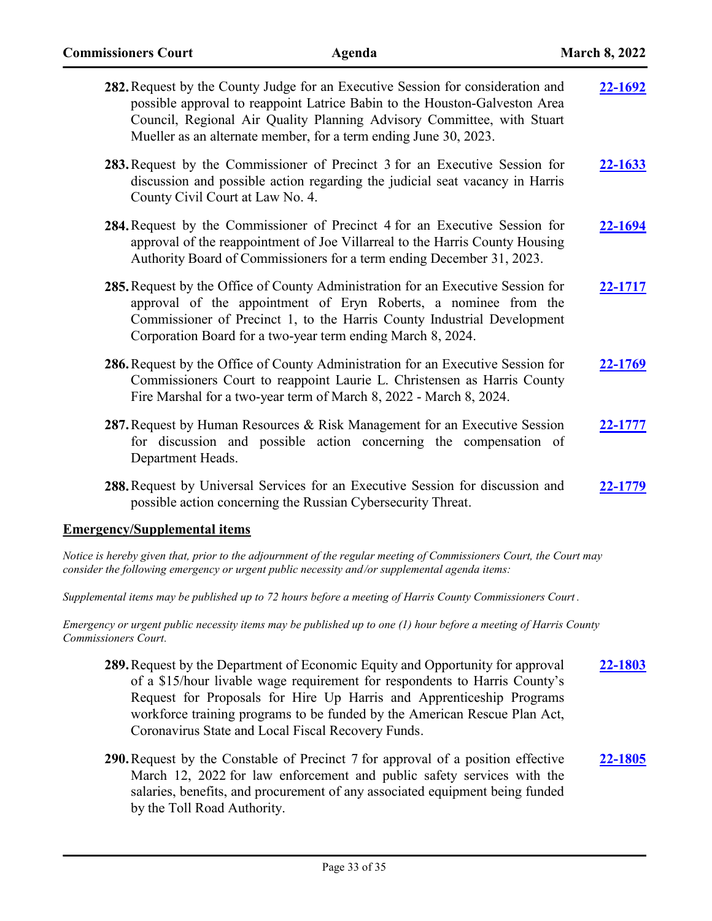282. Request by the County Judge for an Executive Session for consideration and possible approval to reappoint Latrice Babin to the Houston-Galveston Area Council, Regional Air Quality Planning Advisory Committee, with Stuart Mueller as an alternate member, for a term ending June 30, 2023. **22-1692**

283. Request by the Commissioner of Precinct 3 for an Executive Session for discussion and possible action regarding the judicial seat vacancy in Harris County Civil Court at Law No. 4. **22-1633**

284. Request by the Commissioner of Precinct 4 for an Executive Session for approval of the reappointment of Joe Villarreal to the Harris County Housing Authority Board of Commissioners for a term ending December 31, 2023. **22-1694**

285. Request by the Office of County Administration for an Executive Session for approval of the appointment of Eryn Roberts, a nominee from the Commissioner of Precinct 1, to the Harris County Industrial Development Corporation Board for a two-year term ending March 8, 2024. **22-1717**

286. Request by the Office of County Administration for an Executive Session for Commissioners Court to reappoint Laurie L. Christensen as Harris County Fire Marshal for a two-year term of March 8, 2022 - March 8, 2024. **22-1769**

287. Request by Human Resources & Risk Management for an Executive Session for discussion and possible action concerning the compensation of Department Heads. **22-1777**

288. Request by Universal Services for an Executive Session for discussion and possible action concerning the Russian Cybersecurity Threat. **22-1779**

## Emergency/Supplemental items

*Notice is hereby given that, prior to the adjournment of the regular meeting of Commissioners Court, the Court may consider the following emergency or urgent public necessity and/or supplemental agenda items:*

*Supplemental items may be published up to 72 hours before a meeting of Harris County Commissioners Court.*

*Emergency or urgent public necessity items may be published up to one (1) hour before a meeting of Harris County Commissioners Court.*

289. Request by the Department of Economic Equity and Opportunity for approval of a $15/hour livable wage requirement for respondents to Harris County's Request for Proposals for Hire Up Harris and Apprenticeship Programs workforce training programs to be funded by the American Rescue Plan Act, Coronavirus State and Local Fiscal Recovery Funds. **22-1803**

290. Request by the Constable of Precinct 7 for approval of a position effective March 12, 2022 for law enforcement and public safety services with the salaries, benefits, and procurement of any associated equipment being funded by the Toll Road Authority. **22-1805**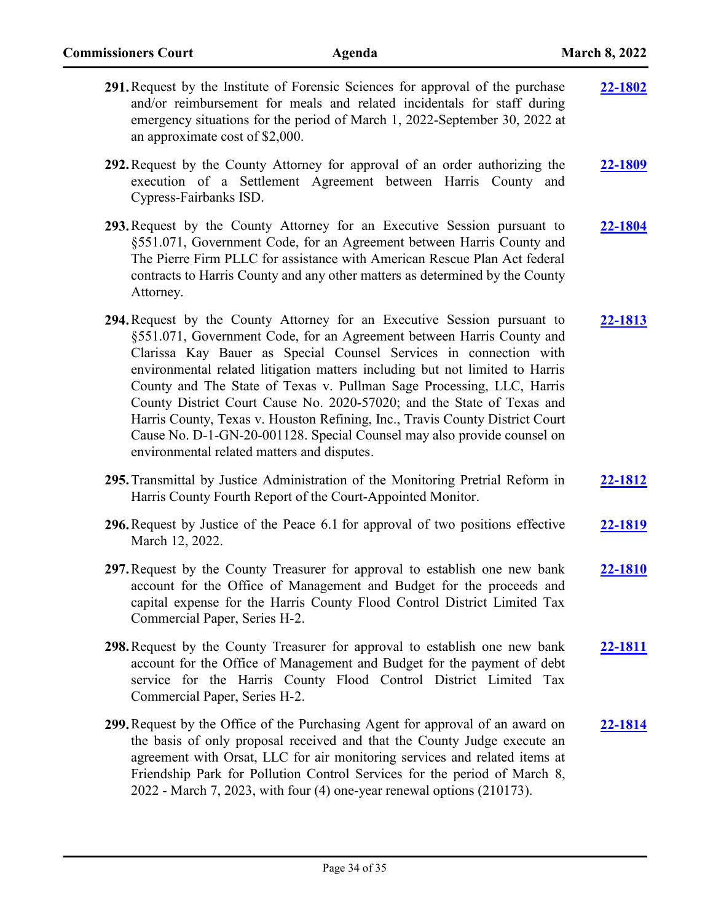291. Request by the Institute of Forensic Sciences for approval of the purchase and/or reimbursement for meals and related incidentals for staff during emergency situations for the period of March 1, 2022-September 30, 2022 at an approximate cost of $2,000. **22-1802**

292. Request by the County Attorney for approval of an order authorizing the execution of a Settlement Agreement between Harris County and Cypress-Fairbanks ISD. **22-1809**

293. Request by the County Attorney for an Executive Session pursuant to §551.071, Government Code, for an Agreement between Harris County and The Pierre Firm PLLC for assistance with American Rescue Plan Act federal contracts to Harris County and any other matters as determined by the County Attorney. **22-1804**

294. Request by the County Attorney for an Executive Session pursuant to §551.071, Government Code, for an Agreement between Harris County and Clarissa Kay Bauer as Special Counsel Services in connection with environmental related litigation matters including but not limited to Harris County and The State of Texas v. Pullman Sage Processing, LLC, Harris County District Court Cause No. 2020-57020; and the State of Texas and Harris County, Texas v. Houston Refining, Inc., Travis County District Court Cause No. D-1-GN-20-001128. Special Counsel may also provide counsel on environmental related matters and disputes. **22-1813**

295. Transmittal by Justice Administration of the Monitoring Pretrial Reform in Harris County Fourth Report of the Court-Appointed Monitor. **22-1812**

296. Request by Justice of the Peace 6.1 for approval of two positions effective March 12, 2022. **22-1819**

297. Request by the County Treasurer for approval to establish one new bank account for the Office of Management and Budget for the proceeds and capital expense for the Harris County Flood Control District Limited Tax Commercial Paper, Series H-2. **22-1810**

298. Request by the County Treasurer for approval to establish one new bank account for the Office of Management and Budget for the payment of debt service for the Harris County Flood Control District Limited Tax Commercial Paper, Series H-2. **22-1811**

299. Request by the Office of the Purchasing Agent for approval of an award on the basis of only proposal received and that the County Judge execute an agreement with Orsat, LLC for air monitoring services and related items at Friendship Park for Pollution Control Services for the period of March 8, 2022 - March 7, 2023, with four (4) one-year renewal options (210173). **22-1814**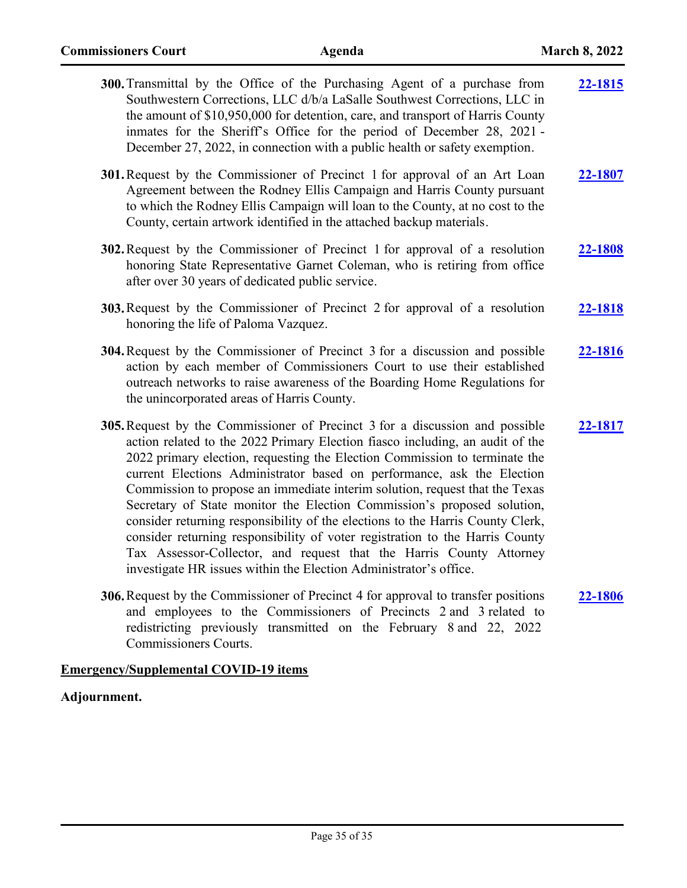300. Transmittal by the Office of the Purchasing Agent of a purchase from Southwestern Corrections, LLC d/b/a LaSalle Southwest Corrections, LLC in the amount of $10,950,000 for detention, care, and transport of Harris County inmates for the Sheriff's Office for the period of December 28, 2021 - December 27, 2022, in connection with a public health or safety exemption. **22-1815**

301. Request by the Commissioner of Precinct 1 for approval of an Art Loan Agreement between the Rodney Ellis Campaign and Harris County pursuant to which the Rodney Ellis Campaign will loan to the County, at no cost to the County, certain artwork identified in the attached backup materials. **22-1807**

302. Request by the Commissioner of Precinct 1 for approval of a resolution honoring State Representative Garnet Coleman, who is retiring from office after over 30 years of dedicated public service. **22-1808**

303. Request by the Commissioner of Precinct 2 for approval of a resolution honoring the life of Paloma Vazquez. **22-1818**

304. Request by the Commissioner of Precinct 3 for a discussion and possible action by each member of Commissioners Court to use their established outreach networks to raise awareness of the Boarding Home Regulations for the unincorporated areas of Harris County. **22-1816**

305. Request by the Commissioner of Precinct 3 for a discussion and possible action related to the 2022 Primary Election fiasco including, an audit of the 2022 primary election, requesting the Election Commission to terminate the current Elections Administrator based on performance, ask the Election Commission to propose an immediate interim solution, request that the Texas Secretary of State monitor the Election Commission's proposed solution, consider returning responsibility of the elections to the Harris County Clerk, consider returning responsibility of voter registration to the Harris County Tax Assessor-Collector, and request that the Harris County Attorney investigate HR issues within the Election Administrator's office. **22-1817**

306. Request by the Commissioner of Precinct 4 for approval to transfer positions and employees to the Commissioners of Precincts 2 and 3 related to redistricting previously transmitted on the February 8 and 22, 2022 Commissioners Courts. **22-1806**

**Emergency/Supplemental COVID-19 items**

**Adjournment.**